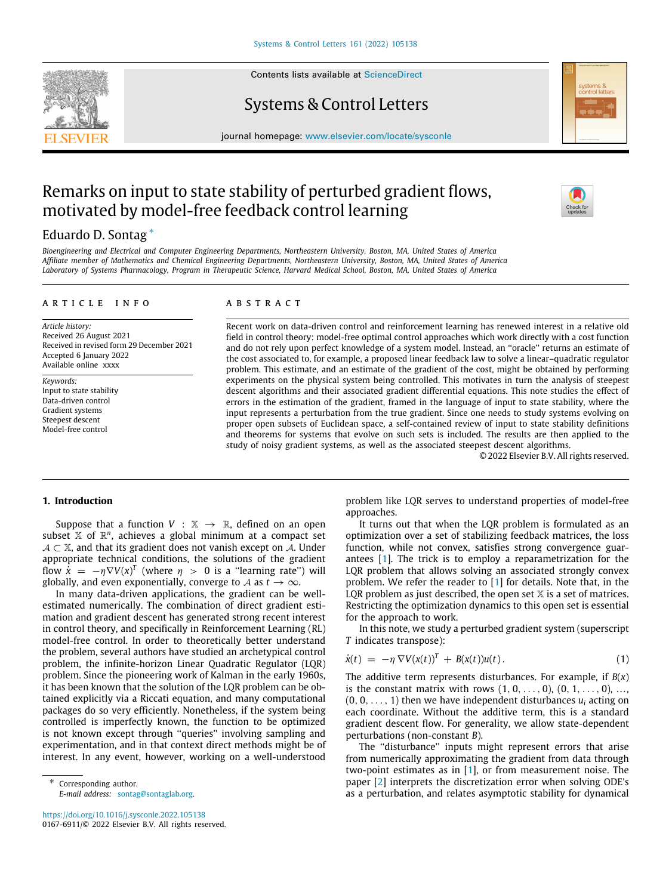# Remarks on input to state stability of perturbed gradient flows, motivated by model-free feedback control learning

Eduardo D. Sontag *

*Bioengineering and Electrical and Computer Engineering Departments, Northeastern University, Boston, MA, United States of America*
*Affiliate member of Mathematics and Chemical Engineering Departments, Northeastern University, Boston, MA, United States of America*
*Laboratory of Systems Pharmacology, Program in Therapeutic Science, Harvard Medical School, Boston, MA, United States of America*

**ARTICLE INFO**

*Article history:*
Received 26 August 2021
Received in revised form 29 December 2021
Accepted 6 January 2022
Available online xxxx

*Keywords:*
Input to state stability
Data-driven control
Gradient systems
Steepest descent
Model-free control

**ABSTRACT**

Recent work on data-driven control and reinforcement learning has renewed interest in a relative old field in control theory: model-free optimal control approaches which work directly with a cost function and do not rely upon perfect knowledge of a system model. Instead, an ''oracle'' returns an estimate of the cost associated to, for example, a proposed linear feedback law to solve a linear–quadratic regulator problem. This estimate, and an estimate of the gradient of the cost, might be obtained by performing experiments on the physical system being controlled. This motivates in turn the analysis of steepest descent algorithms and their associated gradient differential equations. This note studies the effect of errors in the estimation of the gradient, framed in the language of input to state stability, where the input represents a perturbation from the true gradient. Since one needs to study systems evolving on proper open subsets of Euclidean space, a self-contained review of input to state stability definitions and theorems for systems that evolve on such sets is included. The results are then applied to the study of noisy gradient systems, as well as the associated steepest descent algorithms.

© 2022 Elsevier B.V. All rights reserved.

## 1. Introduction

Suppose that a function $V : \mathbb{X} \to \mathbb{R}$, defined on an open subset $\mathbb{X}$ of $\mathbb{R}^n$, achieves a global minimum at a compact set $\mathcal{A} \subset \mathbb{X}$, and that its gradient does not vanish except on $\mathcal{A}$. Under appropriate technical conditions, the solutions of the gradient flow $\dot{x} = -\eta \nabla V(x)^T$ (where $\eta > 0$ is a ''learning rate'') will globally, and even exponentially, converge to $\mathcal{A}$ as $t \to \infty$.

In many data-driven applications, the gradient can be well-estimated numerically. The combination of direct gradient estimation and gradient descent has generated strong recent interest in control theory, and specifically in Reinforcement Learning (RL) model-free control. In order to theoretically better understand the problem, several authors have studied an archetypical control problem, the infinite-horizon Linear Quadratic Regulator (LQR) problem. Since the pioneering work of Kalman in the early 1960s, it has been known that the solution of the LQR problem can be obtained explicitly via a Riccati equation, and many computational packages do so very efficiently. Nonetheless, if the system being controlled is imperfectly known, the function to be optimized is not known except through ''queries'' involving sampling and experimentation, and in that context direct methods might be of interest. In any event, however, working on a well-understood problem like LQR serves to understand properties of model-free approaches.

It turns out that when the LQR problem is formulated as an optimization over a set of stabilizing feedback matrices, the loss function, while not convex, satisfies strong convergence guarantees [1]. The trick is to employ a reparametrization for the LQR problem that allows solving an associated strongly convex problem. We refer the reader to [1] for details. Note that, in the LQR problem as just described, the open set $\mathbb{X}$ is a set of matrices. Restricting the optimization dynamics to this open set is essential for the approach to work.

In this note, we study a perturbed gradient system (superscript $T$ indicates transpose):

$$\dot{x}(t) \;=\; -\eta\, \nabla V(x(t))^T \;+\; B(x(t))u(t)\,. \tag{1}$$

The additive term represents disturbances. For example, if $B(x)$ is the constant matrix with rows $(1, 0, \ldots, 0)$, $(0, 1, \ldots, 0)$, $\ldots$, $(0, 0, \ldots, 1)$ then we have independent disturbances $u_i$ acting on each coordinate. Without the additive term, this is a standard gradient descent flow. For generality, we allow state-dependent perturbations (non-constant $B$).

The ''disturbance'' inputs might represent errors that arise from numerically approximating the gradient from data through two-point estimates as in [1], or from measurement noise. The paper [2] interprets the discretization error when solving ODE's as a perturbation, and relates asymptotic stability for dynamical

\* Corresponding author.
*E-mail address:* sontag@sontaglab.org.

https://doi.org/10.1016/j.sysconle.2022.105138
0167-6911/© 2022 Elsevier B.V. All rights reserved.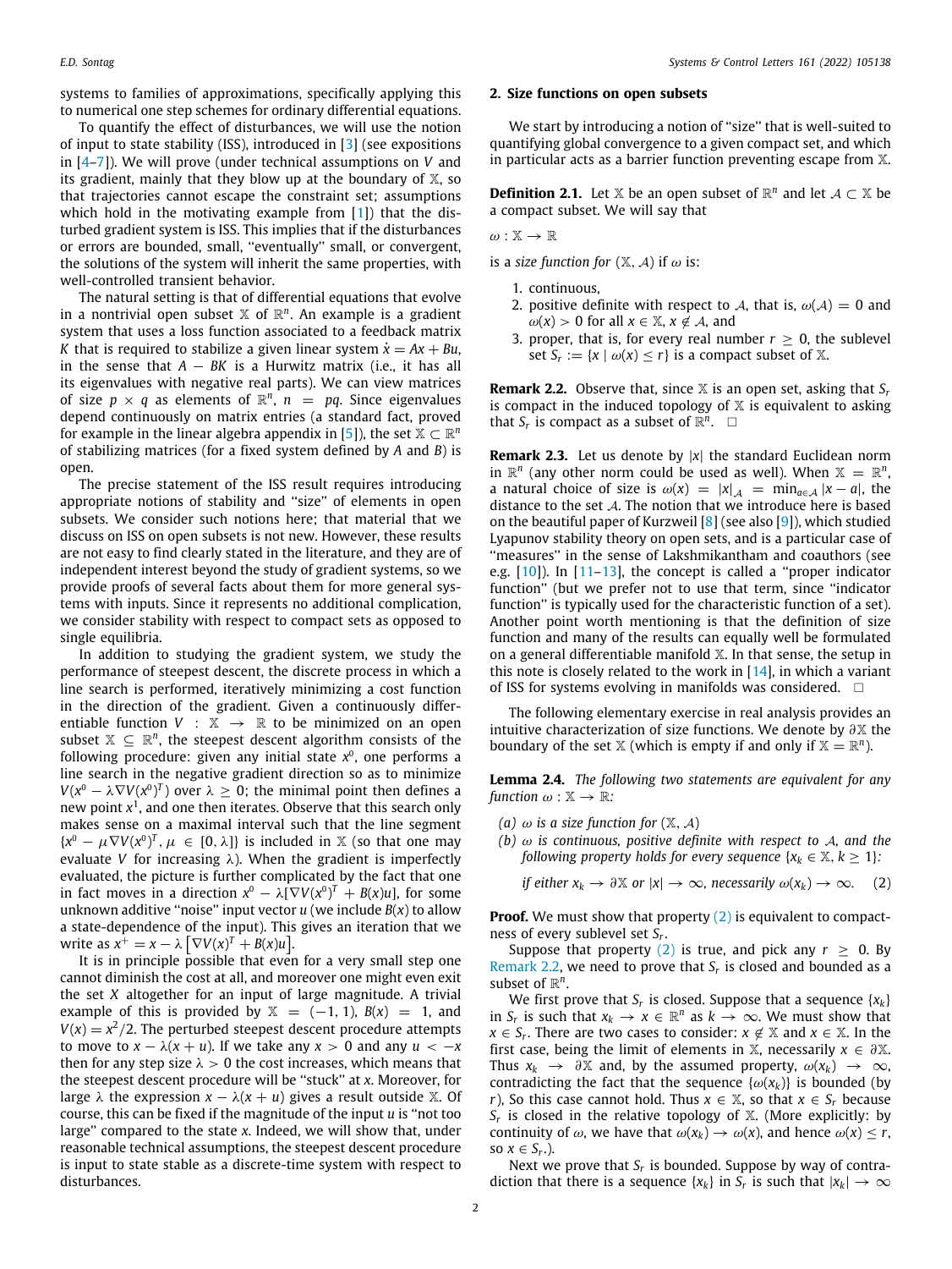systems to families of approximations, specifically applying this to numerical one step schemes for ordinary differential equations.

To quantify the effect of disturbances, we will use the notion of input to state stability (ISS), introduced in [3] (see expositions in [4–7]). We will prove (under technical assumptions on $V$ and its gradient, mainly that they blow up at the boundary of $\mathbb{X}$, so that trajectories cannot escape the constraint set; assumptions which hold in the motivating example from [1]) that the disturbed gradient system is ISS. This implies that if the disturbances or errors are bounded, small, "eventually" small, or convergent, the solutions of the system will inherit the same properties, with well-controlled transient behavior.

The natural setting is that of differential equations that evolve in a nontrivial open subset $\mathbb{X}$ of $\mathbb{R}^n$. An example is a gradient system that uses a loss function associated to a feedback matrix $K$ that is required to stabilize a given linear system $\dot{x} = Ax + Bu$, in the sense that $A - BK$ is a Hurwitz matrix (i.e., it has all its eigenvalues with negative real parts). We can view matrices of size $p \times q$ as elements of $\mathbb{R}^n$, $n = pq$. Since eigenvalues depend continuously on matrix entries (a standard fact, proved for example in the linear algebra appendix in [5]), the set $\mathbb{X} \subset \mathbb{R}^n$ of stabilizing matrices (for a fixed system defined by $A$ and $B$) is open.

The precise statement of the ISS result requires introducing appropriate notions of stability and "size" of elements in open subsets. We consider such notions here; that material that we discuss on ISS on open subsets is not new. However, these results are not easy to find clearly stated in the literature, and they are of independent interest beyond the study of gradient systems, so we provide proofs of several facts about them for more general systems with inputs. Since it represents no additional complication, we consider stability with respect to compact sets as opposed to single equilibria.

In addition to studying the gradient system, we study the performance of steepest descent, the discrete process in which a line search is performed, iteratively minimizing a cost function in the direction of the gradient. Given a continuously differentiable function $V : \mathbb{X} \to \mathbb{R}$ to be minimized on an open subset $\mathbb{X} \subseteq \mathbb{R}^n$, the steepest descent algorithm consists of the following procedure: given any initial state $x^0$, one performs a line search in the negative gradient direction so as to minimize $V(x^0 - \lambda \nabla V(x^0)^T)$ over $\lambda \geq 0$; the minimal point then defines a new point $x^1$, and one then iterates. Observe that this search only makes sense on a maximal interval such that the line segment $\{x^0 - \mu \nabla V(x^0)^T, \mu \in [0, \lambda]\}$ is included in $\mathbb{X}$ (so that one may evaluate $V$ for increasing $\lambda$). When the gradient is imperfectly evaluated, the picture is further complicated by the fact that one in fact moves in a direction $x^0 - \lambda[\nabla V(x^0)^T + B(x)u]$, for some unknown additive "noise" input vector $u$ (we include $B(x)$ to allow a state-dependence of the input). This gives an iteration that we write as $x^+ = x - \lambda\left[\nabla V(x)^T + B(x)u\right]$.

It is in principle possible that even for a very small step one cannot diminish the cost at all, and moreover one might even exit the set $X$ altogether for an input of large magnitude. A trivial example of this is provided by $\mathbb{X} = (-1, 1)$, $B(x) = 1$, and $V(x) = x^2/2$. The perturbed steepest descent procedure attempts to move to $x - \lambda(x + u)$. If we take any $x > 0$ and any $u < -x$ then for any step size $\lambda > 0$ the cost increases, which means that the steepest descent procedure will be "stuck" at $x$. Moreover, for large $\lambda$ the expression $x - \lambda(x + u)$ gives a result outside $\mathbb{X}$. Of course, this can be fixed if the magnitude of the input $u$ is "not too large" compared to the state $x$. Indeed, we will show that, under reasonable technical assumptions, the steepest descent procedure is input to state stable as a discrete-time system with respect to disturbances.

## 2. Size functions on open subsets

We start by introducing a notion of "size" that is well-suited to quantifying global convergence to a given compact set, and which in particular acts as a barrier function preventing escape from $\mathbb{X}$.

**Definition 2.1.** Let $\mathbb{X}$ be an open subset of $\mathbb{R}^n$ and let $\mathcal{A} \subset \mathbb{X}$ be a compact subset. We will say that

$\omega : \mathbb{X} \to \mathbb{R}$

is a *size function for* $(\mathbb{X}, \mathcal{A})$ if $\omega$ is:

1. continuous,
2. positive definite with respect to $\mathcal{A}$, that is, $\omega(\mathcal{A}) = 0$ and $\omega(x) > 0$ for all $x \in \mathbb{X}, x \notin \mathcal{A}$, and
3. proper, that is, for every real number $r \geq 0$, the sublevel set $S_r := \{x \mid \omega(x) \leq r\}$ is a compact subset of $\mathbb{X}$.

**Remark 2.2.** Observe that, since $\mathbb{X}$ is an open set, asking that $S_r$ is compact in the induced topology of $\mathbb{X}$ is equivalent to asking that $S_r$ is compact as a subset of $\mathbb{R}^n$. □

**Remark 2.3.** Let us denote by $|x|$ the standard Euclidean norm in $\mathbb{R}^n$ (any other norm could be used as well). When $\mathbb{X} = \mathbb{R}^n$, a natural choice of size is $\omega(x) = |x|_{\mathcal{A}} = \min_{a \in \mathcal{A}} |x - a|$, the distance to the set $\mathcal{A}$. The notion that we introduce here is based on the beautiful paper of Kurzweil [8] (see also [9]), which studied Lyapunov stability theory on open sets, and is a particular case of "measures" in the sense of Lakshmikantham and coauthors (see e.g. [10]). In [11–13], the concept is called a "proper indicator function" (but we prefer not to use that term, since "indicator function" is typically used for the characteristic function of a set). Another point worth mentioning is that the definition of size function and many of the results can equally well be formulated on a general differentiable manifold $\mathbb{X}$. In that sense, the setup in this note is closely related to the work in [14], in which a variant of ISS for systems evolving in manifolds was considered. □

The following elementary exercise in real analysis provides an intuitive characterization of size functions. We denote by $\partial\mathbb{X}$ the boundary of the set $\mathbb{X}$ (which is empty if and only if $\mathbb{X} = \mathbb{R}^n$).

**Lemma 2.4.** *The following two statements are equivalent for any function* $\omega : \mathbb{X} \to \mathbb{R}$:

*(a)* $\omega$ *is a size function for* $(\mathbb{X}, \mathcal{A})$

*(b)* $\omega$ *is continuous, positive definite with respect to* $\mathcal{A}$, *and the following property holds for every sequence* $\{x_k \in \mathbb{X}, k \geq 1\}$:

$$\text{if either } x_k \to \partial\mathbb{X} \text{ or } |x| \to \infty, \text{ necessarily } \omega(x_k) \to \infty. \tag{2}$$

**Proof.** We must show that property (2) is equivalent to compactness of every sublevel set $S_r$.

Suppose that property (2) is true, and pick any $r \geq 0$. By Remark 2.2, we need to prove that $S_r$ is closed and bounded as a subset of $\mathbb{R}^n$.

We first prove that $S_r$ is closed. Suppose that a sequence $\{x_k\}$ in $S_r$ is such that $x_k \to x \in \mathbb{R}^n$ as $k \to \infty$. We must show that $x \in S_r$. There are two cases to consider: $x \notin \mathbb{X}$ and $x \in \mathbb{X}$. In the first case, being the limit of elements in $\mathbb{X}$, necessarily $x \in \partial\mathbb{X}$. Thus $x_k \to \partial\mathbb{X}$ and, by the assumed property, $\omega(x_k) \to \infty$, contradicting the fact that the sequence $\{\omega(x_k)\}$ is bounded (by $r$), So this case cannot hold. Thus $x \in \mathbb{X}$, so that $x \in S_r$ because $S_r$ is closed in the relative topology of $\mathbb{X}$. (More explicitly: by continuity of $\omega$, we have that $\omega(x_k) \to \omega(x)$, and hence $\omega(x) \leq r$, so $x \in S_r$.).

Next we prove that $S_r$ is bounded. Suppose by way of contradiction that there is a sequence $\{x_k\}$ in $S_r$ is such that $|x_k| \to \infty$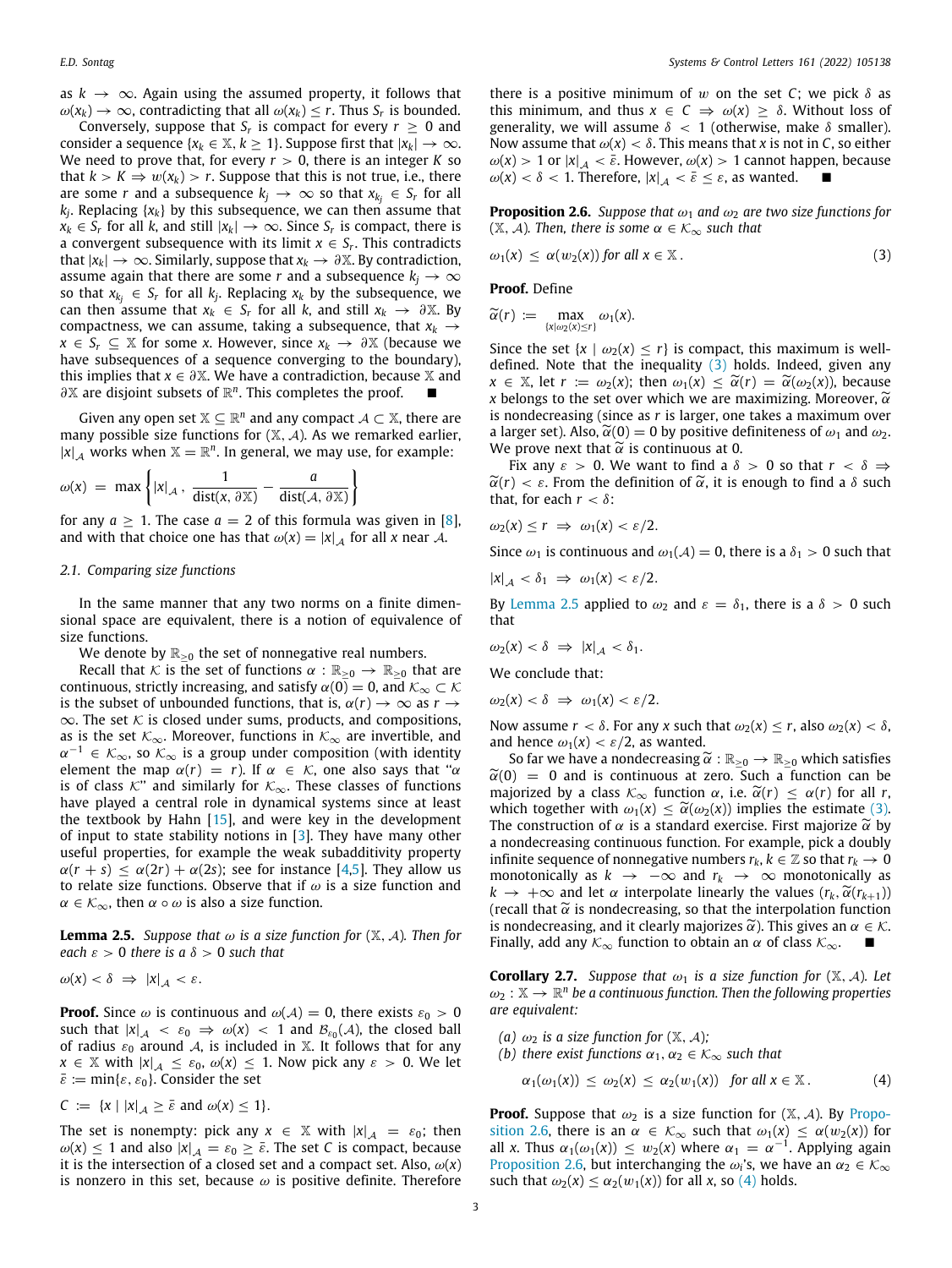as $k \to \infty$. Again using the assumed property, it follows that $\omega(x_k) \to \infty$, contradicting that all $\omega(x_k) \le r$. Thus $S_r$ is bounded.

Conversely, suppose that $S_r$ is compact for every $r \ge 0$ and consider a sequence $\{x_k \in \mathbb{X}, k \ge 1\}$. Suppose first that $|x_k| \to \infty$. We need to prove that, for every $r > 0$, there is an integer $K$ so that $k > K \Rightarrow w(x_k) > r$. Suppose that this is not true, i.e., there are some $r$ and a subsequence $k_j \to \infty$ so that $x_{k_j} \in S_r$ for all $k_j$. Replacing $\{x_k\}$ by this subsequence, we can then assume that $x_k \in S_r$ for all $k$, and still $|x_k| \to \infty$. Since $S_r$ is compact, there is a convergent subsequence $x_k$ with its limit $x \in S_r$. This contradicts that $|x_k| \to \infty$. Similarly, suppose that $x_k \to \partial\mathbb{X}$. By contradiction, assume again that there are some $r$ and a subsequence $k_j \to \infty$ so that $x_{k_j} \in S_r$ for all $k_j$. Replacing $x_k$ by the subsequence, we can then assume that $x_k \in S_r$ for all $k$, and still $x_k \to \partial\mathbb{X}$. By compactness, we can assume, taking a subsequence, that $x_k \to x \in S_r \subseteq \mathbb{X}$ for some $x$. However, since $x_k \to \partial\mathbb{X}$ (because we have subsequences of a sequence converging to the boundary), this implies that $x \in \partial\mathbb{X}$. We have a contradiction, because $\mathbb{X}$ and $\partial\mathbb{X}$ are disjoint subsets of $\mathbb{R}^n$. This completes the proof. ∎

Given any open set $\mathbb{X} \subseteq \mathbb{R}^n$ and any compact $\mathcal{A} \subset \mathbb{X}$, there are many possible size functions for $(\mathbb{X}, \mathcal{A})$. As we remarked earlier, $|x|_{\mathcal{A}}$ works when $\mathbb{X} = \mathbb{R}^n$. In general, we may use, for example:

$$\omega(x) \;=\; \max\left\{|x|_{\mathcal{A}}\,,\; \frac{1}{\mathrm{dist}(x,\partial\mathbb{X})} - \frac{a}{\mathrm{dist}(\mathcal{A},\partial\mathbb{X})}\right\}$$

for any $a \ge 1$. The case $a = 2$ of this formula was given in [8], and with that choice one has that $\omega(x) = |x|_{\mathcal{A}}$ for all $x$ near $\mathcal{A}$.

### 2.1. Comparing size functions

In the same manner that any two norms on a finite dimensional space are equivalent, there is a notion of equivalence of size functions.

We denote by $\mathbb{R}_{\ge 0}$ the set of nonnegative real numbers.

Recall that $\mathcal{K}$ is the set of functions $\alpha : \mathbb{R}_{\ge 0} \to \mathbb{R}_{\ge 0}$ that are continuous, strictly increasing, and satisfy $\alpha(0) = 0$, and $\mathcal{K}_\infty \subset \mathcal{K}$ is the subset of unbounded functions, that is, $\alpha(r) \to \infty$ as $r \to \infty$. The set $\mathcal{K}$ is closed under sums, products, and compositions, as is the set $\mathcal{K}_\infty$. Moreover, functions in $\mathcal{K}_\infty$ are invertible, and $\alpha^{-1} \in \mathcal{K}_\infty$, so $\mathcal{K}_\infty$ is a group under composition (with identity element the map $\alpha(r) = r$). If $\alpha \in \mathcal{K}$, one also says that "$\alpha$ is of class $\mathcal{K}$" and similarly for $\mathcal{K}_\infty$. These classes of functions have played a central role in dynamical systems since at least the textbook by Hahn [15], and were key in the development of input to state stability notions in [3]. They have many other useful properties, for example the weak subadditivity property $\alpha(r + s) \le \alpha(2r) + \alpha(2s)$; see for instance [4,5]. They allow us to relate size functions. Observe that if $\omega$ is a size function and $\alpha \in \mathcal{K}_\infty$, then $\alpha \circ \omega$ is also a size function.

**Lemma 2.5.** *Suppose that $\omega$ is a size function for $(\mathbb{X}, \mathcal{A})$. Then for each $\varepsilon > 0$ there is a $\delta > 0$ such that*

$$\omega(x) < \delta \;\Rightarrow\; |x|_{\mathcal{A}} < \varepsilon.$$

**Proof.** Since $\omega$ is continuous and $\omega(\mathcal{A}) = 0$, there exists $\varepsilon_0 > 0$ such that $|x|_{\mathcal{A}} < \varepsilon_0 \Rightarrow \omega(x) < 1$ and $\mathcal{B}_{\varepsilon_0}(\mathcal{A})$, the closed ball of radius $\varepsilon_0$ around $\mathcal{A}$, is included in $\mathbb{X}$. It follows that for any $x \in \mathbb{X}$ with $|x|_{\mathcal{A}} \le \varepsilon_0$, $\omega(x) \le 1$. Now pick any $\varepsilon > 0$. We let $\bar{\varepsilon} := \min\{\varepsilon, \varepsilon_0\}$. Consider the set

$$C \;:=\; \{x \mid |x|_{\mathcal{A}} \ge \bar{\varepsilon} \text{ and } \omega(x) \le 1\}.$$

The set is nonempty: pick any $x \in \mathbb{X}$ with $|x|_{\mathcal{A}} = \varepsilon_0$; then $\omega(x) \le 1$ and also $|x|_{\mathcal{A}} = \varepsilon_0 \ge \bar{\varepsilon}$. The set $C$ is compact, because it is the intersection of a closed set and a compact set. Also, $\omega(x)$ is nonzero in this set, because $\omega$ is positive definite. Therefore there is a positive minimum of $w$ on the set $C$; we pick $\delta$ as this minimum, and thus $x \in C \Rightarrow \omega(x) \ge \delta$. Without loss of generality, we will assume $\delta < 1$ (otherwise, make $\delta$ smaller). Now assume that $\omega(x) < \delta$. This means that $x$ is not in $C$, so either $\omega(x) > 1$ or $|x|_{\mathcal{A}} < \bar{\varepsilon}$. However, $\omega(x) > 1$ cannot happen, because $\omega(x) < \delta < 1$. Therefore, $|x|_{\mathcal{A}} < \bar{\varepsilon} \le \varepsilon$, as wanted. ∎

**Proposition 2.6.** *Suppose that $\omega_1$ and $\omega_2$ are two size functions for $(\mathbb{X}, \mathcal{A})$. Then, there is some $\alpha \in \mathcal{K}_\infty$ such that*

$$\omega_1(x) \;\le\; \alpha(w_2(x)) \text{ for all } x \in \mathbb{X}\,. \tag{3}$$

**Proof.** Define

$$\widetilde{\alpha}(r) \;:=\; \max_{\{x \mid \omega_2(x) \le r\}} \omega_1(x).$$

Since the set $\{x \mid \omega_2(x) \le r\}$ is compact, this maximum is well-defined. Note that the inequality (3) holds. Indeed, given any $x \in \mathbb{X}$, let $r := \omega_2(x)$; then $\omega_1(x) \le \widetilde{\alpha}(r) = \widetilde{\alpha}(\omega_2(x))$, because $x$ belongs to the set over which we are maximizing. Moreover, $\widetilde{\alpha}$ is nondecreasing (since as $r$ is larger, one takes a maximum over a larger set). Also, $\widetilde{\alpha}(0) = 0$ by positive definiteness of $\omega_1$ and $\omega_2$. We prove next that $\widetilde{\alpha}$ is continuous at 0.

Fix any $\varepsilon > 0$. We want to find a $\delta > 0$ so that $r < \delta \Rightarrow \widetilde{\alpha}(r) < \varepsilon$. From the definition of $\widetilde{\alpha}$, it is enough to find a $\delta$ such that, for each $r < \delta$:

$$\omega_2(x) \le r \;\Rightarrow\; \omega_1(x) < \varepsilon/2.$$

Since $\omega_1$ is continuous and $\omega_1(\mathcal{A}) = 0$, there is a $\delta_1 > 0$ such that

$$|x|_{\mathcal{A}} < \delta_1 \;\Rightarrow\; \omega_1(x) < \varepsilon/2.$$

By Lemma 2.5 applied to $\omega_2$ and $\varepsilon = \delta_1$, there is a $\delta > 0$ such that

$$\omega_2(x) < \delta \;\Rightarrow\; |x|_{\mathcal{A}} < \delta_1.$$

We conclude that:

$$\omega_2(x) < \delta \;\Rightarrow\; \omega_1(x) < \varepsilon/2.$$

Now assume $r < \delta$. For any $x$ such that $\omega_2(x) \le r$, also $\omega_2(x) < \delta$, and hence $\omega_1(x) < \varepsilon/2$, as wanted.

So far we have a nondecreasing $\widetilde{\alpha} : \mathbb{R}_{\ge 0} \to \mathbb{R}_{\ge 0}$ which satisfies $\widetilde{\alpha}(0) = 0$ and is continuous at zero. Such a function can be majorized by a class $\mathcal{K}_\infty$ function $\alpha$, i.e. $\widetilde{\alpha}(r) \le \alpha(r)$ for all $r$, which together with $\omega_1(x) \le \widetilde{\alpha}(\omega_2(x))$ implies the estimate (3). The construction of $\alpha$ is a standard exercise. First majorize $\widetilde{\alpha}$ by a nondecreasing continuous function. For example, pick a doubly infinite sequence of nonnegative real numbers $r_k, k \in \mathbb{Z}$ so that $r_k \to 0$ monotonically as $k \to -\infty$ and $r_k \to \infty$ monotonically as $k \to +\infty$ and let $\alpha$ interpolate linearly the values $(r_k, \widetilde{\alpha}(r_{k+1}))$ (recall that $\widetilde{\alpha}$ is nondecreasing, so that the interpolation function is nondecreasing, and it clearly majorizes $\widetilde{\alpha}$). This gives an $\alpha \in \mathcal{K}$. Finally, add any $\mathcal{K}_\infty$ function to obtain an $\alpha$ of class $\mathcal{K}_\infty$. ∎

**Corollary 2.7.** *Suppose that $\omega_1$ is a size function for $(\mathbb{X}, \mathcal{A})$. Let $\omega_2 : \mathbb{X} \to \mathbb{R}^n$ be a continuous function. Then the following properties are equivalent:*

*(a) $\omega_2$ is a size function for $(\mathbb{X}, \mathcal{A})$;*
*(b) there exist functions $\alpha_1, \alpha_2 \in \mathcal{K}_\infty$ such that*

$$\alpha_1(\omega_1(x)) \;\le\; \omega_2(x) \;\le\; \alpha_2(w_1(x)) \quad \text{for all } x \in \mathbb{X}\,. \tag{4}$$

**Proof.** Suppose that $\omega_2$ is a size function for $(\mathbb{X}, \mathcal{A})$. By Proposition 2.6, there is an $\alpha \in \mathcal{K}_\infty$ such that $\omega_1(x) \le \alpha(w_2(x))$ for all $x$. Thus $\alpha_1(\omega_1(x)) \le w_2(x)$ where $\alpha_1 = \alpha^{-1}$. Applying again Proposition 2.6, but interchanging the $\omega_i$'s, we have an $\alpha_2 \in \mathcal{K}_\infty$ such that $\omega_2(x) \le \alpha_2(w_1(x))$ for all $x$, so (4) holds.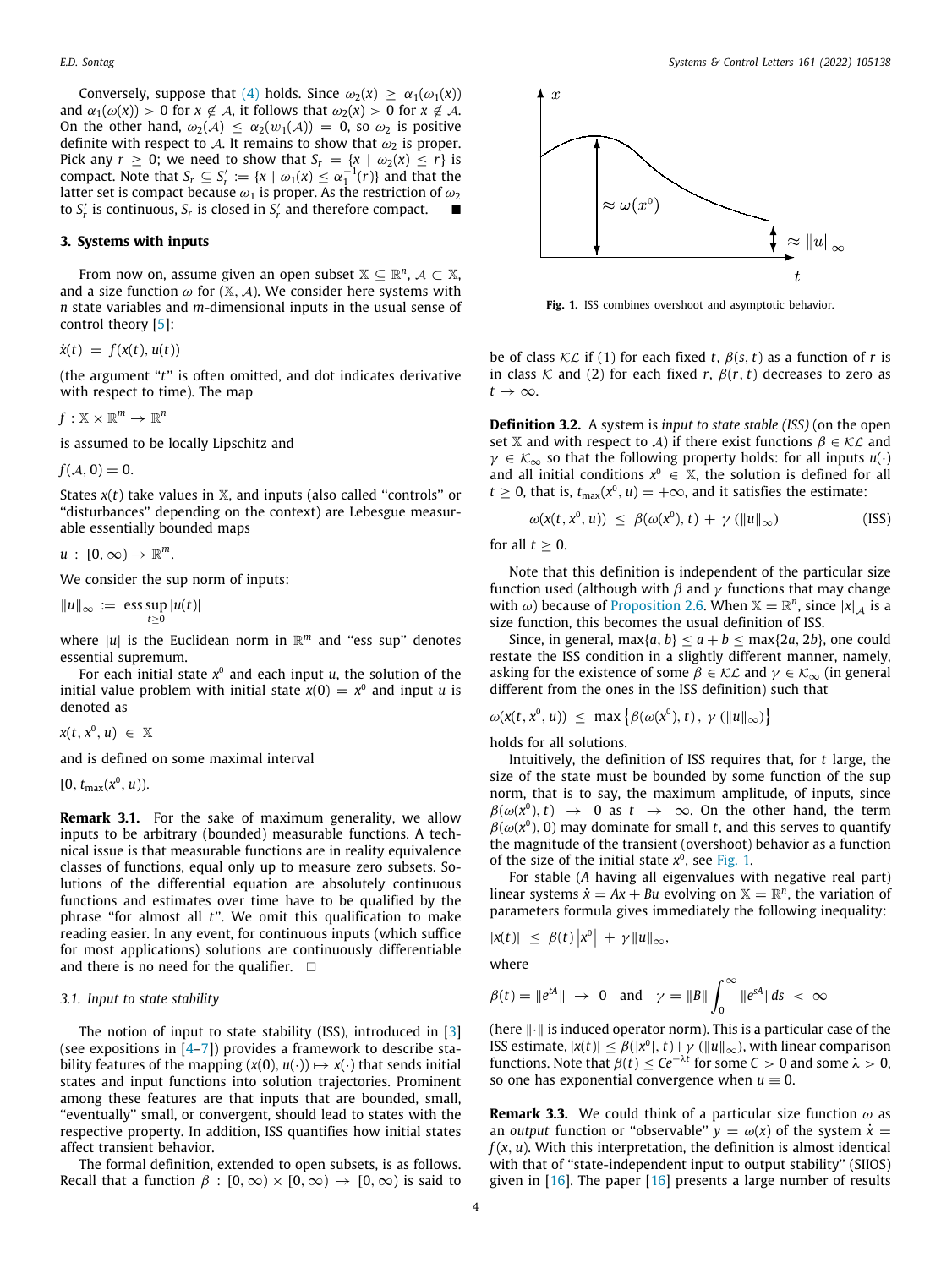Conversely, suppose that (4) holds. Since $\omega_2(x) \geq \alpha_1(\omega_1(x))$ and $\alpha_1(\omega(x)) > 0$ for $x \notin \mathcal{A}$, it follows that $\omega_2(x) > 0$ for $x \notin \mathcal{A}$. On the other hand, $\omega_2(\mathcal{A}) \leq \alpha_2(w_1(\mathcal{A})) = 0$, so $\omega_2$ is positive definite with respect to $\mathcal{A}$. It remains to show that $\omega_2$ is proper. Pick any $r \geq 0$; we need to show that $S_r = \{x \mid \omega_2(x) \leq r\}$ is compact. Note that $S_r \subseteq S'_r := \{x \mid \omega_1(x) \leq \alpha_1^{-1}(r)\}$ and that the latter set is compact because $\omega_1$ is proper. As the restriction of $\omega_2$ to $S'_r$ is continuous, $S_r$ is closed in $S'_r$ and therefore compact. ■

### 3. Systems with inputs

From now on, assume given an open subset $\mathbb{X} \subseteq \mathbb{R}^n$, $\mathcal{A} \subset \mathbb{X}$, and a size function $\omega$ for $(\mathbb{X}, \mathcal{A})$. We consider here systems with $n$ state variables and $m$-dimensional inputs in the usual sense of control theory [5]:

$$\dot{x}(t) = f(x(t), u(t))$$

(the argument "$t$" is often omitted, and dot indicates derivative with respect to time). The map

$$f : \mathbb{X} \times \mathbb{R}^m \to \mathbb{R}^n$$

is assumed to be locally Lipschitz and

$$f(\mathcal{A}, 0) = 0.$$

States $x(t)$ take values in $\mathbb{X}$, and inputs (also called "controls" or "disturbances" depending on the context) are Lebesgue measurable essentially bounded maps

$$u : [0, \infty) \to \mathbb{R}^m.$$

We consider the sup norm of inputs:

$$\|u\|_\infty := \operatorname*{ess\,sup}_{t \geq 0} |u(t)|$$

where $|u|$ is the Euclidean norm in $\mathbb{R}^m$ and "ess sup" denotes essential supremum.

For each initial state $x^0$ and each input $u$, the solution of the initial value problem with initial state $x(0) = x^0$ and input $u$ is denoted as

$$x(t, x^0, u) \in \mathbb{X}$$

and is defined on some maximal interval

$$[0, t_{\max}(x^0, u)).$$

**Remark 3.1.** For the sake of maximum generality, we allow inputs to be arbitrary (bounded) measurable functions. A technical issue is that measurable functions are in reality equivalence classes of functions, equal only up to measure zero subsets. Solutions of the differential equation are absolutely continuous functions and estimates over time have to be qualified by the phrase "for almost all $t$". We omit this qualification to make reading easier. In any event, for continuous inputs (which suffice for most applications) solutions are continuously differentiable and there is no need for the qualifier. □

#### 3.1. Input to state stability

The notion of input to state stability (ISS), introduced in [3] (see expositions in [4–7]) provides a framework to describe stability features of the mapping $(x(0), u(\cdot)) \mapsto x(\cdot)$ that sends initial states and input functions into solution trajectories. Prominent among these features are that inputs that are bounded, small, "eventually" small, or convergent, should lead to states with the respective property. In addition, ISS quantifies how initial states affect transient behavior.

The formal definition, extended to open subsets, is as follows. Recall that a function $\beta : [0, \infty) \times [0, \infty) \to [0, \infty)$ is said to be of class $\mathcal{KL}$ if (1) for each fixed $t$, $\beta(s, t)$ as a function of $r$ is in class $\mathcal{K}$ and (2) for each fixed $r$, $\beta(r, t)$ decreases to zero as $t \to \infty$.

Fig. 1. ISS combines overshoot and asymptotic behavior.

**Definition 3.2.** A system is *input to state stable (ISS)* (on the open set $\mathbb{X}$ and with respect to $\mathcal{A}$) if there exist functions $\beta \in \mathcal{KL}$ and $\gamma \in \mathcal{K}_\infty$ so that the following property holds: for all inputs $u(\cdot)$ and all initial conditions $x^0 \in \mathbb{X}$, the solution is defined for all $t \geq 0$, that is, $t_{\max}(x^0, u) = +\infty$, and it satisfies the estimate:

$$\omega(x(t, x^0, u)) \leq \beta(\omega(x^0), t) + \gamma(\|u\|_\infty) \tag{ISS}$$

for all $t \geq 0$.

Note that this definition is independent of the particular size function used (although with $\beta$ and $\gamma$ functions that may change with $\omega$) because of Proposition 2.6. When $\mathbb{X} = \mathbb{R}^n$, since $|x|_\mathcal{A}$ is a size function, this becomes the usual definition of ISS.

Since, in general, $\max\{a, b\} \leq a + b \leq \max\{2a, 2b\}$, one could restate the ISS condition in a slightly different manner, namely, asking for the existence of some $\beta \in \mathcal{KL}$ and $\gamma \in \mathcal{K}_\infty$ (in general different from the ones in the ISS definition) such that

$$\omega(x(t, x^0, u)) \leq \max\left\{\beta(\omega(x^0), t), \gamma(\|u\|_\infty)\right\}$$

holds for all solutions.

Intuitively, the definition of ISS requires that, for $t$ large, the size of the state must be bounded by some function of the sup norm, that is to say, the maximum amplitude, of inputs, since $\beta(\omega(x^0), t) \to 0$ as $t \to \infty$. On the other hand, the term $\beta(\omega(x^0), 0)$ may dominate for small $t$, and this serves to quantify the magnitude of the transient (overshoot) behavior as a function of the size of the initial state $x^0$, see Fig. 1.

For stable ($A$ having all eigenvalues with negative real part) linear systems $\dot{x} = Ax + Bu$ evolving on $\mathbb{X} = \mathbb{R}^n$, the variation of parameters formula gives immediately the following inequality:

$$|x(t)| \leq \beta(t)\left|x^0\right| + \gamma\|u\|_\infty,$$

where

$$\beta(t) = \|e^{tA}\| \to 0 \quad \text{and} \quad \gamma = \|B\| \int_0^\infty \|e^{sA}\| ds < \infty$$

(here $\|\cdot\|$ is induced operator norm). This is a particular case of the ISS estimate, $|x(t)| \leq \beta(|x^0|, t) + \gamma(\|u\|_\infty)$, with linear comparison functions. Note that $\beta(t) \leq Ce^{-\lambda t}$ for some $C > 0$ and some $\lambda > 0$, so one has exponential convergence when $u \equiv 0$.

**Remark 3.3.** We could think of a particular size function $\omega$ as an *output* function or "observable" $y = \omega(x)$ of the system $\dot{x} = f(x, u)$. With this interpretation, the definition is almost identical with that of "state-independent input to output stability" (SIIOS) given in [16]. The paper [16] presents a large number of results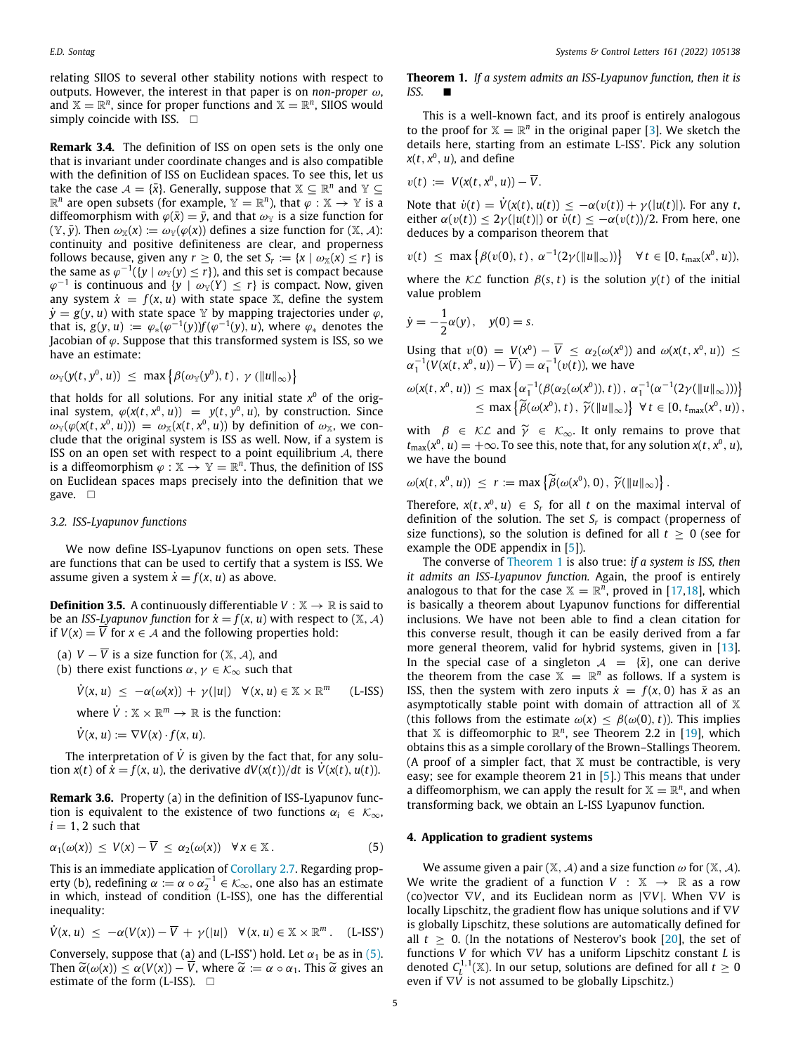relating SIIOS to several other stability notions with respect to outputs. However, the interest in that paper is on *non-proper* $\omega$, and $\mathbb{X} = \mathbb{R}^n$, since for proper functions and $\mathbb{X} = \mathbb{R}^n$, SIIOS would simply coincide with ISS. □

**Remark 3.4.** The definition of ISS on open sets is the only one that is invariant under coordinate changes and is also compatible with the definition of ISS on Euclidean spaces. To see this, let us take the case $\mathcal{A} = \{\bar{x}\}$. Generally, suppose that $\mathbb{X} \subseteq \mathbb{R}^n$ and $\mathbb{Y} \subseteq \mathbb{R}^n$ are open subsets (for example, $\mathbb{Y} = \mathbb{R}^n$), that $\varphi : \mathbb{X} \to \mathbb{Y}$ is a diffeomorphism with $\varphi(\bar{x}) = \bar{y}$, and that $\omega_{\mathbb{Y}}$ is a size function for $(\mathbb{Y}, \bar{y})$. Then $\omega_{\mathbb{X}}(x) := \omega_{\mathbb{Y}}(\varphi(x))$ defines a size function for $(\mathbb{X}, \mathcal{A})$: continuity and positive definiteness are clear, and properness follows because, given any $r \geq 0$, the set $S_r := \{x \mid \omega_{\mathbb{X}}(x) \leq r\}$ is the same as $\varphi^{-1}(\{y \mid \omega_{\mathbb{Y}}(y) \leq r\})$, and this set is compact because $\varphi^{-1}$ is continuous and $\{y \mid \omega_{\mathbb{Y}}(Y) \leq r\}$ is compact. Now, given any system $\dot{x} = f(x, u)$ with state space $\mathbb{X}$, define the system $\dot{y} = g(y, u)$ with state space $\mathbb{Y}$ by mapping trajectories under $\varphi$, that is, $g(y, u) := \varphi_*(\varphi^{-1}(y))f(\varphi^{-1}(y), u)$, where $\varphi_*$ denotes the Jacobian of $\varphi$. Suppose that this transformed system is ISS, so we have an estimate:

$$\omega_{\mathbb{Y}}(y(t, y^0, u)) \leq \max\left\{\beta(\omega_{\mathbb{Y}}(y^0), t),\ \gamma(\|u\|_\infty)\right\}$$

that holds for all solutions. For any initial state $x^0$ of the original system, $\varphi(x(t, x^0, u)) = y(t, y^0, u)$, by construction. Since $\omega_{\mathbb{Y}}(\varphi(x(t, x^0, u))) = \omega_{\mathbb{X}}(x(t, x^0, u))$ by definition of $\omega_{\mathbb{X}}$, we conclude that the original system is ISS as well. Now, if a system is ISS on an open set with respect to a point equilibrium $\mathcal{A}$, there is a diffeomorphism $\varphi : \mathbb{X} \to \mathbb{Y} = \mathbb{R}^n$. Thus, the definition of ISS on Euclidean spaces maps precisely into the definition that we gave. □

### 3.2. ISS-Lyapunov functions

We now define ISS-Lyapunov functions on open sets. These are functions that can be used to certify that a system is ISS. We assume given a system $\dot{x} = f(x, u)$ as above.

**Definition 3.5.** A continuously differentiable $V : \mathbb{X} \to \mathbb{R}$ is said to be an *ISS-Lyapunov function* for $\dot{x} = f(x, u)$ with respect to $(\mathbb{X}, \mathcal{A})$ if $V(x) = \overline{V}$ for $x \in \mathcal{A}$ and the following properties hold:

(a) $V - \overline{V}$ is a size function for $(\mathbb{X}, \mathcal{A})$, and

(b) there exist functions $\alpha, \gamma \in \mathcal{K}_\infty$ such that

$$\dot{V}(x, u) \leq -\alpha(\omega(x)) + \gamma(|u|) \quad \forall (x, u) \in \mathbb{X} \times \mathbb{R}^m \qquad \text{(L-ISS)}$$

where $\dot{V} : \mathbb{X} \times \mathbb{R}^m \to \mathbb{R}$ is the function:

$$\dot{V}(x, u) := \nabla V(x) \cdot f(x, u).$$

The interpretation of $\dot{V}$ is given by the fact that, for any solution $x(t)$ of $\dot{x} = f(x, u)$, the derivative $dV(x(t))/dt$ is $\dot{V}(x(t), u(t))$.

**Remark 3.6.** Property (a) in the definition of ISS-Lyapunov function is equivalent to the existence of two functions $\alpha_i \in \mathcal{K}_\infty$, $i = 1, 2$ such that

$$\alpha_1(\omega(x)) \leq V(x) - \overline{V} \leq \alpha_2(\omega(x)) \quad \forall x \in \mathbb{X}. \tag{5}$$

This is an immediate application of Corollary 2.7. Regarding property (b), redefining $\alpha := \alpha \circ \alpha_2^{-1} \in \mathcal{K}_\infty$, one also has an estimate in which, instead of condition (L-ISS), one has the differential inequality:

$$\dot{V}(x, u) \leq -\alpha(V(x)) - \overline{V} + \gamma(|u|) \quad \forall (x, u) \in \mathbb{X} \times \mathbb{R}^m. \qquad \text{(L-ISS')}$$

Conversely, suppose that (a) and (L-ISS') hold. Let $\alpha_1$ be as in (5). Then $\widetilde{\alpha}(\omega(x)) \leq \alpha(V(x)) - \overline{V}$, where $\widetilde{\alpha} := \alpha \circ \alpha_1$. This $\widetilde{\alpha}$ gives an estimate of the form (L-ISS). □

**Theorem 1.** *If a system admits an ISS-Lyapunov function, then it is ISS.* ■

This is a well-known fact, and its proof is entirely analogous to the proof for $\mathbb{X} = \mathbb{R}^n$ in the original paper [3]. We sketch the details here, starting from an estimate L-ISS'. Pick any solution $x(t, x^0, u)$, and define

$$v(t) := V(x(t, x^0, u)) - \overline{V}.$$

Note that $\dot{v}(t) = \dot{V}(x(t), u(t)) \leq -\alpha(v(t)) + \gamma(|u(t)|)$. For any $t$, either $\alpha(v(t)) \leq 2\gamma(|u(t)|)$ or $\dot{v}(t) \leq -\alpha(v(t))/2$. From here, one deduces by a comparison theorem that

$$v(t) \leq \max\left\{\beta(v(0), t),\ \alpha^{-1}(2\gamma(\|u\|_\infty))\right\} \quad \forall t \in [0, t_{\max}(x^0, u)),$$

where the $\mathcal{KL}$ function $\beta(s, t)$ is the solution $y(t)$ of the initial value problem

$$\dot{y} = -\frac{1}{2}\alpha(y), \quad y(0) = s.$$

Using that $v(0) = V(x^0) - \overline{V} \leq \alpha_2(\omega(x^0))$ and $\omega(x(t, x^0, u)) \leq \alpha_1^{-1}(V(x(t, x^0, u)) - \overline{V}) = \alpha_1^{-1}(v(t))$, we have

$$\begin{aligned}\omega(x(t, x^0, u)) &\leq \max\left\{\alpha_1^{-1}(\beta(\alpha_2(\omega(x^0)), t)),\ \alpha_1^{-1}(\alpha^{-1}(2\gamma(\|u\|_\infty)))\right\} \\ &\leq \max\left\{\widetilde{\beta}(\omega(x^0), t),\ \widetilde{\gamma}(\|u\|_\infty)\right\} \ \forall t \in [0, t_{\max}(x^0, u)),\end{aligned}$$

with $\beta \in \mathcal{KL}$ and $\widetilde{\gamma} \in \mathcal{K}_\infty$. It only remains to prove that $t_{\max}(x^0, u) = +\infty$. To see this, note that, for any solution $x(t, x^0, u)$, we have the bound

$$\omega(x(t, x^0, u)) \leq r := \max\left\{\widetilde{\beta}(\omega(x^0), 0),\ \widetilde{\gamma}(\|u\|_\infty)\right\}.$$

Therefore, $x(t, x^0, u) \in S_r$ for all $t$ on the maximal interval of definition of the solution. The set $S_r$ is compact (properness of size functions), so the solution is defined for all $t \geq 0$ (see for example the ODE appendix in [5]).

The converse of Theorem 1 is also true: *if a system is ISS, then it admits an ISS-Lyapunov function.* Again, the proof is entirely analogous to that for the case $\mathbb{X} = \mathbb{R}^n$, proved in [17,18], which is basically a theorem about Lyapunov functions for differential inclusions. We have not been able to find a clean citation for this converse result, though it can be easily derived from a far more general theorem, valid for hybrid systems, given in [13]. In the special case of a singleton $\mathcal{A} = \{\bar{x}\}$, one can derive the theorem from the case $\mathbb{X} = \mathbb{R}^n$ as follows. If a system is ISS, then the system with zero inputs $\dot{x} = f(x, 0)$ has $\bar{x}$ as an asymptotically stable point with domain of attraction all of $\mathbb{X}$ (this follows from the estimate $\omega(x) \leq \beta(\omega(0), t)$). This implies that $\mathbb{X}$ is diffeomorphic to $\mathbb{R}^n$, see Theorem 2.2 in [19], which obtains this as a simple corollary of the Brown–Stallings Theorem. (A proof of a simpler fact, that $\mathbb{X}$ must be contractible, is very easy; see for example theorem 21 in [5].) This means that under a diffeomorphism, we can apply the result for $\mathbb{X} = \mathbb{R}^n$, and when transforming back, we obtain an L-ISS Lyapunov function.

## 4. Application to gradient systems

We assume given a pair $(\mathbb{X}, \mathcal{A})$ and a size function $\omega$ for $(\mathbb{X}, \mathcal{A})$. We write the gradient of a function $V : \mathbb{X} \to \mathbb{R}$ as a row (co)vector $\nabla V$, and its Euclidean norm as $|\nabla V|$. When $\nabla V$ is locally Lipschitz, the gradient flow has unique solutions and if $\nabla V$ is globally Lipschitz, these solutions are automatically defined for all $t \geq 0$. (In the notations of Nesterov's book [20], the set of functions $V$ for which $\nabla V$ has a uniform Lipschitz constant $L$ is denoted $C_L^{1,1}(\mathbb{X})$. In our setup, solutions are defined for all $t \geq 0$ even if $\nabla V$ is not assumed to be globally Lipschitz.)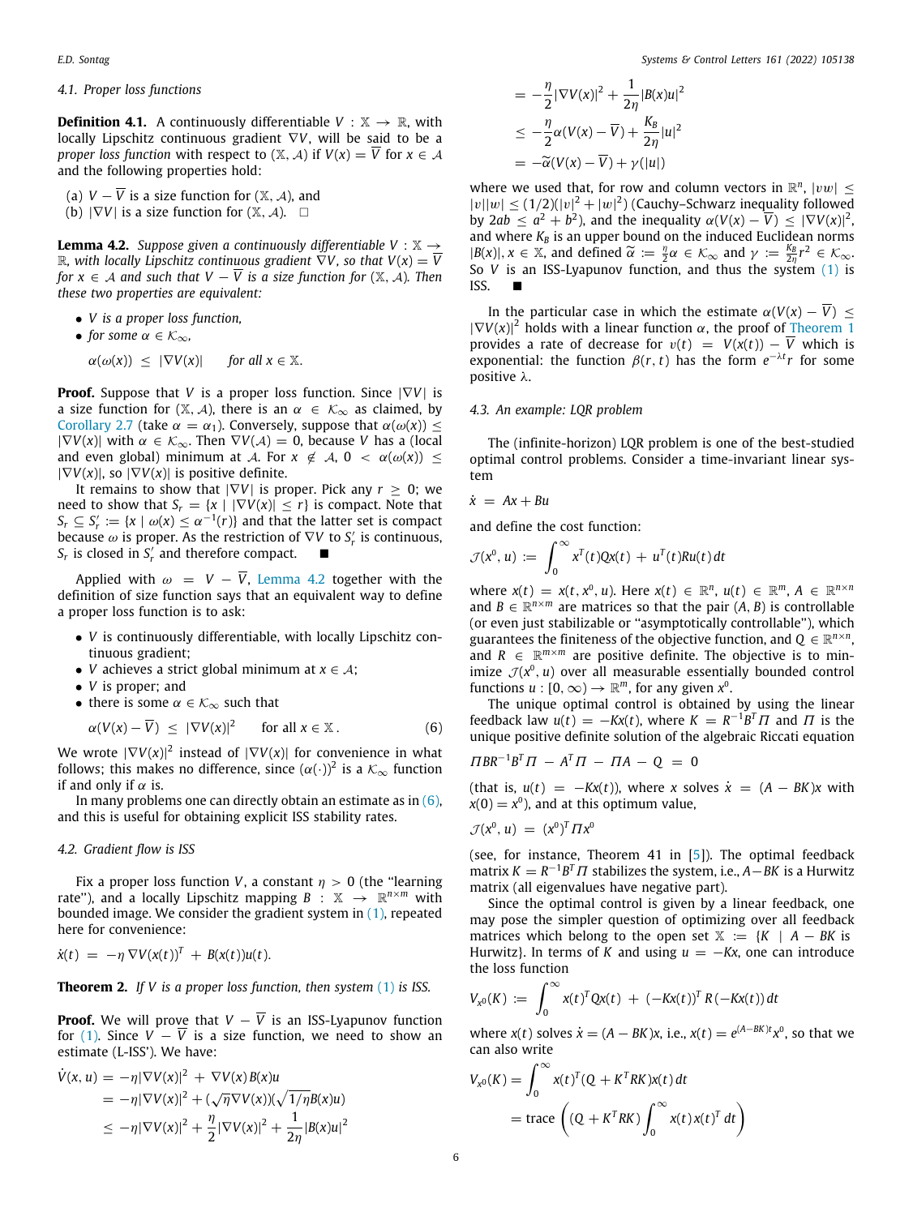### 4.1. Proper loss functions

**Definition 4.1.** A continuously differentiable $V : \mathbb{X} \to \mathbb{R}$, with locally Lipschitz continuous gradient $\nabla V$, will be said to be a *proper loss function* with respect to $(\mathbb{X}, \mathcal{A})$ if $V(x) = \overline{V}$ for $x \in \mathcal{A}$ and the following properties hold:

(a) $V - \overline{V}$ is a size function for $(\mathbb{X}, \mathcal{A})$, and
(b) $|\nabla V|$ is a size function for $(\mathbb{X}, \mathcal{A})$. $\square$

**Lemma 4.2.** *Suppose given a continuously differentiable $V : \mathbb{X} \to \mathbb{R}$, with locally Lipschitz continuous gradient $\nabla V$, so that $V(x) = \overline{V}$ for $x \in \mathcal{A}$ and such that $V - \overline{V}$ is a size function for $(\mathbb{X}, \mathcal{A})$. Then these two properties are equivalent:*

- *$V$ is a proper loss function,*
- *for some $\alpha \in \mathcal{K}_\infty$,*

$$\alpha(\omega(x)) \;\le\; |\nabla V(x)| \qquad \text{for all } x \in \mathbb{X}.$$

**Proof.** Suppose that $V$ is a proper loss function. Since $|\nabla V|$ is a size function for $(\mathbb{X}, \mathcal{A})$, there is an $\alpha \in \mathcal{K}_\infty$ as claimed, by Corollary 2.7 (take $\alpha = \alpha_1$). Conversely, suppose that $\alpha(\omega(x)) \le |\nabla V(x)|$ with $\alpha \in \mathcal{K}_\infty$. Then $\nabla V(\mathcal{A}) = 0$, because $V$ has a (local and even global) minimum at $\mathcal{A}$. For $x \notin \mathcal{A}$, $0 < \alpha(\omega(x)) \le |\nabla V(x)|$, so $|\nabla V(x)|$ is positive definite.

It remains to show that $|\nabla V|$ is proper. Pick any $r \ge 0$; we need to show that $S_r = \{x \mid |\nabla V(x)| \le r\}$ is compact. Note that $S_r \subseteq S'_r := \{x \mid \omega(x) \le \alpha^{-1}(r)\}$ and that the latter set is compact because $\omega$ is proper. As the restriction of $\nabla V$ to $S'_r$ is continuous, $S_r$ is closed in $S'_r$ and therefore compact. $\blacksquare$

Applied with $\omega = V - \overline{V}$, Lemma 4.2 together with the definition of size function says that an equivalent way to define a proper loss function is to ask:

- $V$ is continuously differentiable, with locally Lipschitz continuous gradient;
- $V$ achieves a strict global minimum at $x \in \mathcal{A}$;
- $V$ is proper; and
- there is some $\alpha \in \mathcal{K}_\infty$ such that

$$\alpha(V(x) - \overline{V}) \;\le\; |\nabla V(x)|^2 \qquad \text{for all } x \in \mathbb{X}\,. \tag{6}$$

We wrote $|\nabla V(x)|^2$ instead of $|\nabla V(x)|$ for convenience in what follows; this makes no difference, since $(\alpha(\cdot))^2$ is a $\mathcal{K}_\infty$ function if and only if $\alpha$ is.

In many problems one can directly obtain an estimate as in (6), and this is useful for obtaining explicit ISS stability rates.

### 4.2. Gradient flow is ISS

Fix a proper loss function $V$, a constant $\eta > 0$ (the "learning rate"), and a locally Lipschitz mapping $B : \mathbb{X} \to \mathbb{R}^{n\times m}$ with bounded image. We consider the gradient system in (1), repeated here for convenience:

$$\dot{x}(t) \;=\; -\eta\, \nabla V(x(t))^T \;+\; B(x(t))u(t).$$

**Theorem 2.** *If $V$ is a proper loss function, then system (1) is ISS.*

**Proof.** We will prove that $V - \overline{V}$ is an ISS-Lyapunov function for (1). Since $V - \overline{V}$ is a size function, we need to show an estimate (L-ISS'). We have:

$$
\begin{aligned}
\dot{V}(x,u) &= -\eta|\nabla V(x)|^2 \;+\; \nabla V(x)B(x)u \\
&= -\eta|\nabla V(x)|^2 + (\sqrt{\eta}\nabla V(x))(\sqrt{1/\eta}B(x)u) \\
&\le -\eta|\nabla V(x)|^2 + \frac{\eta}{2}|\nabla V(x)|^2 + \frac{1}{2\eta}|B(x)u|^2 \\
&= -\frac{\eta}{2}|\nabla V(x)|^2 + \frac{1}{2\eta}|B(x)u|^2 \\
&\le -\frac{\eta}{2}\alpha(V(x) - \overline{V}) + \frac{K_B}{2\eta}|u|^2 \\
&= -\widetilde{\alpha}(V(x) - \overline{V}) + \gamma(|u|)
\end{aligned}
$$

where we used that, for row and column vectors in $\mathbb{R}^n$, $|vw| \le |v||w| \le (1/2)(|v|^2 + |w|^2)$ (Cauchy–Schwarz inequality followed by $2ab \le a^2 + b^2$), and the inequality $\alpha(V(x) - \overline{V}) \le |\nabla V(x)|^2$, and where $K_B$ is an upper bound on the induced Euclidean norms $|B(x)|$, $x \in \mathbb{X}$, and defined $\widetilde{\alpha} := \frac{\eta}{2}\alpha \in \mathcal{K}_\infty$ and $\gamma := \frac{K_B}{2\eta}r^2 \in \mathcal{K}_\infty$. So $V$ is an ISS-Lyapunov function, and thus the system (1) is ISS. $\blacksquare$

In the particular case in which the estimate $\alpha(V(x) - \overline{V}) \le |\nabla V(x)|^2$ holds with a linear function $\alpha$, the proof of Theorem 1 provides a rate of decrease for $v(t) = V(x(t)) - \overline{V}$ which is exponential: the function $\beta(r,t)$ has the form $e^{-\lambda t}r$ for some positive $\lambda$.

### 4.3. An example: LQR problem

The (infinite-horizon) LQR problem is one of the best-studied optimal control problems. Consider a time-invariant linear system

$$\dot{x} \;=\; Ax + Bu$$

and define the cost function:

$$\mathcal{J}(x^0, u) \;:=\; \int_0^\infty x^T(t)Qx(t) \;+\; u^T(t)Ru(t)\,dt$$

where $x(t) = x(t, x^0, u)$. Here $x(t) \in \mathbb{R}^n$, $u(t) \in \mathbb{R}^m$, $A \in \mathbb{R}^{n\times n}$ and $B \in \mathbb{R}^{n\times m}$ are matrices so that the pair $(A, B)$ is controllable (or even just stabilizable or "asymptotically controllable"), which guarantees the finiteness of the objective function, and $Q \in \mathbb{R}^{n\times n}$, and $R \in \mathbb{R}^{m\times m}$ are positive definite. The objective is to minimize $\mathcal{J}(x^0, u)$ over all measurable essentially bounded control functions $u : [0, \infty) \to \mathbb{R}^m$, for any given $x^0$.

The unique optimal control is obtained by using the linear feedback law $u(t) = -Kx(t)$, where $K = R^{-1}B^T\Pi$ and $\Pi$ is the unique positive definite solution of the algebraic Riccati equation

$$\Pi BR^{-1}B^T\Pi \;-\; A^T\Pi \;-\; \Pi A \;-\; Q \;=\; 0$$

(that is, $u(t) = -Kx(t)$), where $x$ solves $\dot{x} = (A - BK)x$ with $x(0) = x^0$), and at this optimum value,

$$\mathcal{J}(x^0, u) \;=\; (x^0)^T\Pi x^0$$

(see, for instance, Theorem 41 in [5]). The optimal feedback matrix $K = R^{-1}B^T\Pi$ stabilizes the system, i.e., $A - BK$ is a Hurwitz matrix (all eigenvalues have negative part).

Since the optimal control is given by a linear feedback, one may pose the simpler question of optimizing over all feedback matrices which belong to the open set $\mathbb{X} := \{K \mid A - BK \text{ is Hurwitz}\}$. In terms of $K$ and using $u = -Kx$, one can introduce the loss function

$$V_{x^0}(K) \;:=\; \int_0^\infty x(t)^TQx(t) \;+\; (-Kx(t))^T R\,(-Kx(t))\,dt$$

where $x(t)$ solves $\dot{x} = (A - BK)x$, i.e., $x(t) = e^{(A-BK)t}x^0$, so that we can also write

$$
\begin{aligned}
V_{x^0}(K) &= \int_0^\infty x(t)^T(Q + K^TRK)x(t)\,dt \\
&= \text{trace}\left((Q + K^TRK)\int_0^\infty x(t)x(t)^T\,dt\right)
\end{aligned}
$$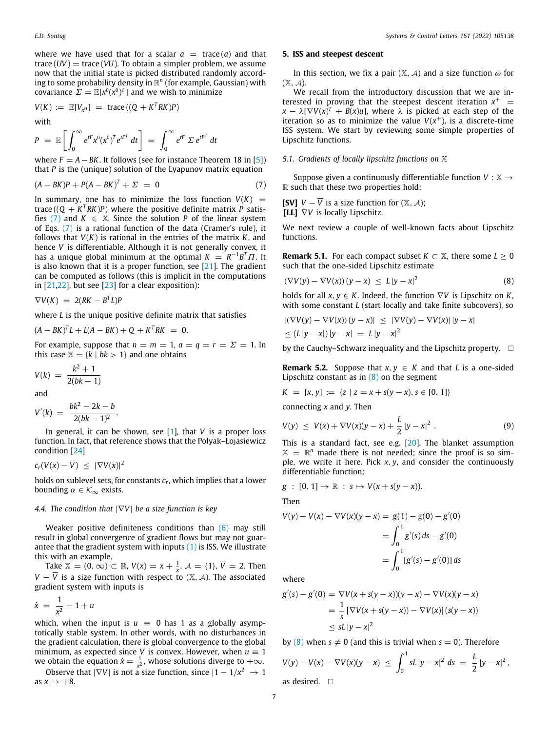where we have used that for a scalar $a = \text{trace}(a)$ and that $\text{trace}(UV) = \text{trace}(VU)$. To obtain a simpler problem, we assume now that the initial state is picked distributed randomly according to some probability density in $\mathbb{R}^n$ (for example, Gaussian) with covariance $\Sigma = \mathbb{E}[x^0(x^0)^T]$ and we wish to minimize

$$V(K) := \mathbb{E}[V_{x^0}] = \text{trace}\left((Q + K^T RK)P\right)$$

with

$$P = \mathbb{E}\left[\int_0^\infty e^{tF} x^0 (x^0)^T e^{tF^T}\, dt\right] = \int_0^\infty e^{tF}\, \Sigma\, e^{tF^T}\, dt$$

where $F = A - BK$. It follows (see for instance Theorem 18 in [5]) that $P$ is the (unique) solution of the Lyapunov matrix equation

$$(A - BK)P + P(A - BK)^T + \Sigma = 0 \tag{7}$$

In summary, one has to minimize the loss function $V(K) = \text{trace}((Q + K^T RK)P)$ where the positive definite matrix $P$ satisfies (7) and $K \in \mathbb{X}$. Since the solution $P$ of the linear system of Eqs. (7) is a rational function of the data (Cramer's rule), it follows that $V(K)$ is rational in the entries of the matrix $K$, and hence $V$ is differentiable. Although it is not generally convex, it has a unique global minimum at the optimal $K = R^{-1}B^T \Pi$. It is also known that it is a proper function, see [21]. The gradient can be computed as follows (this is implicit in the computations in [21,22], but see [23] for a clear exposition):

$$\nabla V(K) = 2(RK - B^T L)P$$

where $L$ is the unique positive definite matrix that satisfies

$$(A - BK)^T L + L(A - BK) + Q + K^T RK = 0.$$

For example, suppose that $n = m = 1$, $a = q = r = \Sigma = 1$. In this case $\mathbb{X} = \{k \mid bk > 1\}$ and one obtains

$$V(k) = \frac{k^2 + 1}{2(bk - 1)}$$

and

$$V'(k) = \frac{bk^2 - 2k - b}{2(bk - 1)^2}.$$

In general, it can be shown, see [1], that $V$ is a proper loss function. In fact, that reference shows that the Polyak–Łojasiewicz condition [24]

$$c_r(V(x) - \overline{V}) \le |\nabla V(x)|^2$$

holds on sublevel sets, for constants $c_r$, which implies that a lower bounding $\alpha \in \mathcal{K}_\infty$ exists.

### 4.4. The condition that $|\nabla V|$ be a size function is key

Weaker positive definiteness conditions than (6) may still result in global convergence of gradient flows but may not guarantee that the gradient system with inputs (1) is ISS. We illustrate this with an example.

Take $\mathbb{X} = (0, \infty) \subset \mathbb{R}$, $V(x) = x + \frac{1}{x}$, $\mathcal{A} = \{1\}$, $\overline{V} = 2$. Then $V - \overline{V}$ is a size function with respect to $(\mathbb{X}, \mathcal{A})$. The associated gradient system with inputs is

$$\dot{x} = \frac{1}{x^2} - 1 + u$$

which, when the input is $u \equiv 0$ has 1 as a globally asymptotically stable system. In other words, with no disturbances in the gradient calculation, there is global convergence to the global minimum, as expected since $V$ is convex. However, when $u \equiv 1$ we obtain the equation $\dot{x} = \frac{1}{x^2}$, whose solutions diverge to $+\infty$.

Observe that $|\nabla V|$ is not a size function, since $|1 - 1/x^2| \to 1$ as $x \to +8$.

## 5. ISS and steepest descent

In this section, we fix a pair $(\mathbb{X}, \mathcal{A})$ and a size function $\omega$ for $(\mathbb{X}, \mathcal{A})$.

We recall from the introductory discussion that we are interested in proving that the steepest descent iteration $x^+ = x - \lambda[\nabla V(x)^T + B(x)u]$, where $\lambda$ is picked at each step of the iteration so as to minimize the value $V(x^+)$, is a discrete-time ISS system. We start by reviewing some simple properties of Lipschitz functions.

### 5.1. Gradients of locally lipschitz functions on $\mathbb{X}$

Suppose given a continuously differentiable function $V : \mathbb{X} \to \mathbb{R}$ such that these two properties hold:

**[SV]** $V - \overline{V}$ is a size function for $(\mathbb{X}, \mathcal{A})$;
**[LL]** $\nabla V$ is locally Lipschitz.

We next review a couple of well-known facts about Lipschitz functions.

**Remark 5.1.** For each compact subset $K \subset \mathbb{X}$, there some $L \ge 0$ such that the one-sided Lipschitz estimate

$$(\nabla V(y) - \nabla V(x))\,(y - x) \le L\,|y - x|^2 \tag{8}$$

holds for all $x, y \in K$. Indeed, the function $\nabla V$ is Lipschitz on $K$, with some constant $L$ (start locally and take finite subcovers), so

$$|(\nabla V(y) - \nabla V(x))\,(y - x)| \le |\nabla V(y) - \nabla V(x)|\,|y - x|$$
$$\le (L\,|y - x|)\,|y - x| = L\,|y - x|^2$$

by the Cauchy–Schwarz inequality and the Lipschitz property. □

**Remark 5.2.** Suppose that $x, y \in K$ and that $L$ is a one-sided Lipschitz constant as in (8) on the segment

$$K = [x, y] := \{z \mid z = x + s(y - x), s \in [0, 1]\}$$

connecting $x$ and $y$. Then

$$V(y) \le V(x) + \nabla V(x)(y - x) + \frac{L}{2}\,|y - x|^2\,. \tag{9}$$

This is a standard fact, see e.g. [20]. The blanket assumption $\mathbb{X} = \mathbb{R}^n$ made there is not needed; since the proof is so simple, we write it here. Pick $x, y$, and consider the continuously differentiable function:

$$g : [0, 1] \to \mathbb{R} : s \mapsto V(x + s(y - x)).$$

Then

$$\begin{aligned} V(y) - V(x) - \nabla V(x)(y - x) &= g(1) - g(0) - g'(0) \\ &= \int_0^1 g'(s)\, ds - g'(0) \\ &= \int_0^1 [g'(s) - g'(0)]\, ds \end{aligned}$$

where

$$\begin{aligned} g'(s) - g'(0) &= \nabla V(x + s(y - x))(y - x) - \nabla V(x)(y - x) \\ &= \frac{1}{s}\,[\nabla V(x + s(y - x)) - \nabla V(x)]\,(s(y - x)) \\ &\le sL\,|y - x|^2 \end{aligned}$$

by (8) when $s \ne 0$ (and this is trivial when $s = 0$). Therefore

$$V(y) - V(x) - \nabla V(x)(y - x) \le \int_0^1 sL\,|y - x|^2\, ds = \frac{L}{2}\,|y - x|^2\,,$$

as desired. □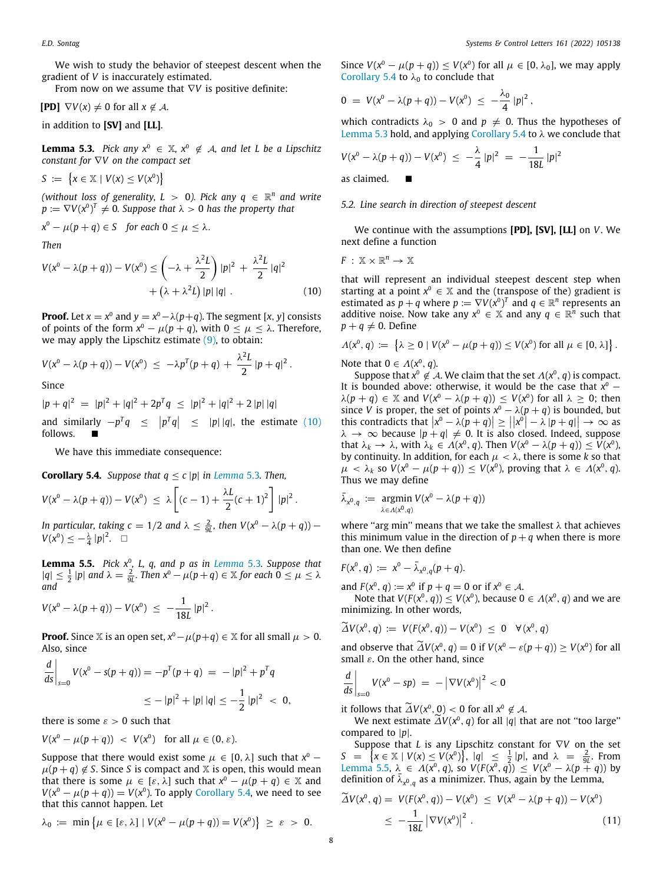We wish to study the behavior of steepest descent when the gradient of $V$ is inaccurately estimated.

From now on we assume that $\nabla V$ is positive definite:

**[PD]** $\nabla V(x) \neq 0$ for all $x \notin \mathcal{A}$.

in addition to **[SV]** and **[LL]**.

**Lemma 5.3.** *Pick any $x^0 \in \mathbb{X}$, $x^0 \notin \mathcal{A}$, and let $L$ be a Lipschitz constant for $\nabla V$ on the compact set*

$$S := \left\{x \in \mathbb{X} \mid V(x) \leq V(x^0)\right\}$$

*(without loss of generality, $L > 0$). Pick any $q \in \mathbb{R}^n$ and write $p := \nabla V(x^0)^T \neq 0$. Suppose that $\lambda > 0$ has the property that*

$$x^0 - \mu(p+q) \in S \quad \text{for each } 0 \leq \mu \leq \lambda.$$

*Then*

$$V(x^0 - \lambda(p+q)) - V(x^0) \leq \left(-\lambda + \frac{\lambda^2 L}{2}\right)|p|^2 + \frac{\lambda^2 L}{2}|q|^2 + \left(\lambda + \lambda^2 L\right)|p|\,|q| \,. \tag{10}$$

**Proof.** Let $x = x^0$ and $y = x^0 - \lambda(p+q)$. The segment $[x, y]$ consists of points of the form $x^0 - \mu(p+q)$, with $0 \leq \mu \leq \lambda$. Therefore, we may apply the Lipschitz estimate (9), to obtain:

$$V(x^0 - \lambda(p+q)) - V(x^0) \;\leq\; -\lambda p^T(p+q) + \frac{\lambda^2 L}{2}|p+q|^2 .$$

Since

$$|p+q|^2 \;=\; |p|^2 + |q|^2 + 2p^T q \;\leq\; |p|^2 + |q|^2 + 2\,|p|\,|q|$$

and similarly $-p^T q \;\leq\; \left|p^T q\right| \;\leq\; |p|\,|q|$, the estimate (10) follows. ■

We have this immediate consequence:

**Corollary 5.4.** *Suppose that $q \leq c\,|p|$ in Lemma 5.3. Then,*

$$V(x^0 - \lambda(p+q)) - V(x^0) \;\leq\; \lambda\left[(c-1) + \frac{\lambda L}{2}(c+1)^2\right]|p|^2 .$$

*In particular, taking $c = 1/2$ and $\lambda \leq \frac{2}{9L}$, then $V(x^0 - \lambda(p+q)) - V(x^0) \leq -\frac{\lambda}{4}|p|^2$.* □

**Lemma 5.5.** *Pick $x^0$, $L$, $q$, and $p$ as in Lemma 5.3. Suppose that $|q| \leq \frac{1}{2}|p|$ and $\lambda = \frac{2}{9L}$. Then $x^0 - \mu(p+q) \in \mathbb{X}$ for each $0 \leq \mu \leq \lambda$ and*

$$V(x^0 - \lambda(p+q)) - V(x^0) \;\leq\; -\frac{1}{18L}|p|^2 .$$

**Proof.** Since $\mathbb{X}$ is an open set, $x^0 - \mu(p+q) \in \mathbb{X}$ for all small $\mu > 0$. Also, since

$$\left.\frac{d}{ds}\right|_{s=0} V(x^0 - s(p+q)) = -p^T(p+q) \;=\; -|p|^2 + p^T q$$
$$\leq -|p|^2 + |p|\,|q| \leq -\frac{1}{2}|p|^2 \;<\; 0,$$

there is some $\varepsilon > 0$ such that

$$V(x^0 - \mu(p+q)) \;<\; V(x^0) \quad \text{for all } \mu \in (0, \varepsilon).$$

Suppose that there would exist some $\mu \in [0, \lambda]$ such that $x^0 - \mu(p+q) \notin S$. Since $S$ is compact and $\mathbb{X}$ is open, this would mean that there is some $\mu \in [\varepsilon, \lambda]$ such that $x^0 - \mu(p+q) \in \mathbb{X}$ and $V(x^0 - \mu(p+q)) = V(x^0)$. To apply Corollary 5.4, we need to see that this cannot happen. Let

$$\lambda_0 := \min\left\{\mu \in [\varepsilon, \lambda] \mid V(x^0 - \mu(p+q)) = V(x^0)\right\} \;\geq\; \varepsilon \;>\; 0.$$

Since $V(x^0 - \mu(p+q)) \leq V(x^0)$ for all $\mu \in [0, \lambda_0]$, we may apply Corollary 5.4 to $\lambda_0$ to conclude that

$$0 \;=\; V(x^0 - \lambda(p+q)) - V(x^0) \;\leq\; -\frac{\lambda_0}{4}|p|^2 ,$$

which contradicts $\lambda_0 > 0$ and $p \neq 0$. Thus the hypotheses of Lemma 5.3 hold, and applying Corollary 5.4 to $\lambda$ we conclude that

$$V(x^0 - \lambda(p+q)) - V(x^0) \;\leq\; -\frac{\lambda}{4}|p|^2 \;=\; -\frac{1}{18L}|p|^2$$

as claimed. ■

### 5.2. Line search in direction of steepest descent

We continue with the assumptions **[PD]**, **[SV]**, **[LL]** on $V$. We next define a function

$$F : \mathbb{X} \times \mathbb{R}^n \to \mathbb{X}$$

that will represent an individual steepest descent step when starting at a point $x^0 \in \mathbb{X}$ and the (transpose of the) gradient is estimated as $p + q$ where $p := \nabla V(x^0)^T$ and $q \in \mathbb{R}^n$ represents an additive noise. Now take any $x^0 \in \mathbb{X}$ and any $q \in \mathbb{R}^n$ such that $p + q \neq 0$. Define

$$\Lambda(x^0, q) := \left\{\lambda \geq 0 \mid V(x^0 - \mu(p+q)) \leq V(x^0) \text{ for all } \mu \in [0, \lambda]\right\}.$$

Note that $0 \in \Lambda(x^0, q)$.

Suppose that $x^0 \notin \mathcal{A}$. We claim that the set $\Lambda(x^0, q)$ is compact. It is bounded above: otherwise, it would be the case that $x^0 - \lambda(p+q) \in \mathbb{X}$ and $V(x^0 - \lambda(p+q)) \leq V(x^0)$ for all $\lambda \geq 0$; then since $V$ is proper, the set of points $x^0 - \lambda(p+q)$ is bounded, but this contradicts that $\left|x^0 - \lambda(p+q)\right| \geq \left|\left|x^0\right| - \lambda\,|p+q|\right| \to \infty$ as $\lambda \to \infty$ because $|p+q| \neq 0$. It is also closed. Indeed, suppose that $\lambda_k \to \lambda$, with $\lambda_k \in \Lambda(x^0, q)$. Then $V(x^0 - \lambda(p+q)) \leq V(x^0)$, by continuity. In addition, for each $\mu < \lambda$, there is some $k$ so that $\mu < \lambda_k$ so $V(x^0 - \mu(p+q)) \leq V(x^0)$, proving that $\lambda \in \Lambda(x^0, q)$. Thus we may define

$$\bar{\lambda}_{x^0,q} := \operatorname*{argmin}_{\lambda \in \Lambda(x^0,q)} V(x^0 - \lambda(p+q))$$

where "arg min" means that we take the smallest $\lambda$ that achieves this minimum value in the direction of $p+q$ when there is more than one. We then define

$$F(x^0, q) := x^0 - \bar{\lambda}_{x^0,q}(p+q).$$

and $F(x^0, q) := x^0$ if $p + q = 0$ or if $x^0 \in \mathcal{A}$.

Note that $V(F(x^0, q)) \leq V(x^0)$, because $0 \in \Lambda(x^0, q)$ and we are minimizing. In other words,

$$\widetilde{\Delta}V(x^0, q) \;:=\; V(F(x^0, q)) - V(x^0) \;\leq\; 0 \quad \forall (x^0, q)$$

and observe that $\widetilde{\Delta}V(x^0, q) = 0$ if $V(x^0 - \varepsilon(p+q)) \geq V(x^0)$ for all small $\varepsilon$. On the other hand, since

$$\left.\frac{d}{ds}\right|_{s=0} V(x^0 - sp) \;=\; -\left|\nabla V(x^0)\right|^2 < 0$$

it follows that $\widetilde{\Delta}V(x^0, 0) < 0$ for all $x^0 \notin \mathcal{A}$.

We next estimate $\widetilde{\Delta}V(x^0, q)$ for all $|q|$ that are not "too large" compared to $|p|$.

Suppose that $L$ is any Lipschitz constant for $\nabla V$ on the set $S = \left\{x \in \mathbb{X} \mid V(x) \leq V(x^0)\right\}$, $|q| \leq \frac{1}{2}|p|$, and $\lambda = \frac{2}{9L}$. From Lemma 5.5, $\lambda \in \Lambda(x^0, q)$, so $V(F(x^0, q)) \leq V(x^0 - \lambda(p+q))$ by definition of $\bar{\lambda}_{x^0,q}$ as a minimizer. Thus, again by the Lemma,

$$\widetilde{\Delta}V(x^0, q) = V(F(x^0, q)) - V(x^0) \;\leq\; V(x^0 - \lambda(p+q)) - V(x^0)$$
$$\leq\; -\frac{1}{18L}\left|\nabla V(x^0)\right|^2 . \tag{11}$$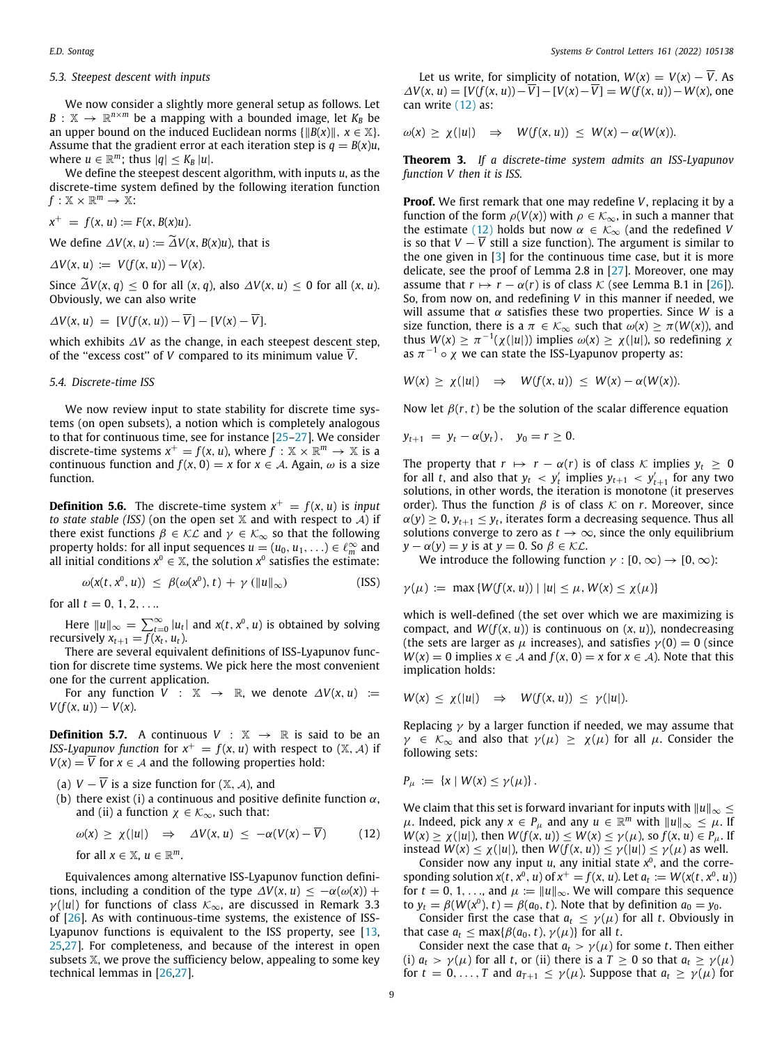### 5.3. Steepest descent with inputs

We now consider a slightly more general setup as follows. Let $B : \mathbb{X} \to \mathbb{R}^{n\times m}$ be a mapping with a bounded image, let $K_B$ be an upper bound on the induced Euclidean norms $\{\|B(x)\|,\, x \in \mathbb{X}\}$. Assume that the gradient error at each iteration step is $q = B(x)u$, where $u \in \mathbb{R}^m$; thus $|q| \le K_B\,|u|$.

We define the steepest descent algorithm, with inputs $u$, as the discrete-time system defined by the following iteration function $f : \mathbb{X} \times \mathbb{R}^m \to \mathbb{X}$:

$$x^+ \;=\; f(x,u) := F(x, B(x)u).$$

We define $\Delta V(x,u) := \widetilde{\Delta} V(x, B(x)u)$, that is

$$\Delta V(x,u) \;:=\; V(f(x,u)) - V(x).$$

Since $\widetilde{\Delta} V(x,q) \le 0$ for all $(x,q)$, also $\Delta V(x,u) \le 0$ for all $(x,u)$. Obviously, we can also write

$$\Delta V(x,u) \;=\; [V(f(x,u)) - \overline{V}] - [V(x) - \overline{V}].$$

which exhibits $\Delta V$ as the change, in each steepest descent step, of the "excess cost" of $V$ compared to its minimum value $\overline{V}$.

### 5.4. Discrete-time ISS

We now review input to state stability for discrete time systems (on open subsets), a notion which is completely analogous to that for continuous time, see for instance [25–27]. We consider discrete-time systems $x^+ = f(x,u)$, where $f : \mathbb{X} \times \mathbb{R}^m \to \mathbb{X}$ is a continuous function and $f(x,0) = x$ for $x \in \mathcal{A}$. Again, $\omega$ is a size function.

**Definition 5.6.** The discrete-time system $x^+ = f(x,u)$ is *input to state stable (ISS)* (on the open set $\mathbb{X}$ and with respect to $\mathcal{A}$) if there exist functions $\beta \in \mathcal{KL}$ and $\gamma \in \mathcal{K}_\infty$ so that the following property holds: for all input sequences $u = (u_0, u_1, \ldots) \in \ell^\infty_m$ and all initial conditions $x^0 \in \mathbb{X}$, the solution $x^0$ satisfies the estimate:

$$\omega(x(t,x^0,u)) \;\le\; \beta(\omega(x^0), t) \;+\; \gamma\left(\|u\|_\infty\right) \tag{ISS}$$

for all $t = 0, 1, 2, \ldots$.

Here $\|u\|_\infty = \sum_{t=0}^{\infty} |u_t|$ and $x(t,x^0,u)$ is obtained by solving recursively $x_{t+1} = f(x_t, u_t)$.

There are several equivalent definitions of ISS-Lyapunov function for discrete time systems. We pick here the most convenient one for the current application.

For any function $V : \mathbb{X} \to \mathbb{R}$, we denote $\Delta V(x,u) := V(f(x,u)) - V(x)$.

**Definition 5.7.** A continuous $V : \mathbb{X} \to \mathbb{R}$ is said to be an *ISS-Lyapunov function* for $x^+ = f(x,u)$ with respect to $(\mathbb{X}, \mathcal{A})$ if $V(x) = \overline{V}$ for $x \in \mathcal{A}$ and the following properties hold:

(a) $V - \overline{V}$ is a size function for $(\mathbb{X}, \mathcal{A})$, and

(b) there exist (i) a continuous and positive definite function $\alpha$, and (ii) a function $\chi \in \mathcal{K}_\infty$, such that:

$$\omega(x) \;\ge\; \chi(|u|) \quad\Rightarrow\quad \Delta V(x,u) \;\le\; -\alpha(V(x) - \overline{V}) \tag{12}$$

for all $x \in \mathbb{X}$, $u \in \mathbb{R}^m$.

Equivalences among alternative ISS-Lyapunov function definitions, including a condition of the type $\Delta V(x,u) \le -\alpha(\omega(x)) + \gamma(|u|)$ for functions of class $\mathcal{K}_\infty$, are discussed in Remark 3.3 of [26]. As with continuous-time systems, the existence of ISS-Lyapunov functions is equivalent to the ISS property, see [13, 25,27]. For completeness, and because of the interest in open subsets $\mathbb{X}$, we prove the sufficiency below, appealing to some key technical lemmas in [26,27].

Let us write, for simplicity of notation, $W(x) = V(x) - \overline{V}$. As $\Delta V(x,u) = [V(f(x,u)) - \overline{V}] - [V(x) - \overline{V}] = W(f(x,u)) - W(x)$, one can write (12) as:

$$\omega(x) \;\ge\; \chi(|u|) \quad\Rightarrow\quad W(f(x,u)) \;\le\; W(x) - \alpha(W(x)).$$

**Theorem 3.** *If a discrete-time system admits an ISS-Lyapunov function $V$ then it is ISS.*

**Proof.** We first remark that one may redefine $V$, replacing it by a function of the form $\rho(V(x))$ with $\rho \in \mathcal{K}_\infty$, in such a manner that the estimate (12) holds but now $\alpha \in \mathcal{K}_\infty$ (and the redefined $V$ is so that $V - \overline{V}$ still a size function). The argument is similar to the one given in [3] for the continuous time case, but it is more delicate, see the proof of Lemma 2.8 in [27]. Moreover, one may assume that $r \mapsto r - \alpha(r)$ is of class $\mathcal{K}$ (see Lemma B.1 in [26]). So, from now on, and redefining $V$ in this manner if needed, we will assume that $\alpha$ satisfies these two properties. Since $W$ is a size function, there is a $\pi \in \mathcal{K}_\infty$ such that $\omega(x) \ge \pi(W(x))$, and thus $W(x) \ge \pi^{-1}(\chi(|u|))$ implies $\omega(x) \ge \chi(|u|)$, so redefining $\chi$ as $\pi^{-1} \circ \chi$ we can state the ISS-Lyapunov property as:

$$W(x) \;\ge\; \chi(|u|) \quad\Rightarrow\quad W(f(x,u)) \;\le\; W(x) - \alpha(W(x)).$$

Now let $\beta(r,t)$ be the solution of the scalar difference equation

$$y_{t+1} \;=\; y_t - \alpha(y_t), \quad y_0 = r \ge 0.$$

The property that $r \mapsto r - \alpha(r)$ is of class $\mathcal{K}$ implies $y_t \ge 0$ for all $t$, and also that $y_t < y'_t$ implies $y_{t+1} < y'_{t+1}$ for any two solutions, in other words, the iteration is monotone (it preserves order). Thus the function $\beta$ is of class $\mathcal{K}$ on $r$. Moreover, since $\alpha(y) \ge 0$, $y_{t+1} \le y_t$, iterates form a decreasing sequence. Thus all solutions converge to zero as $t \to \infty$, since the only equilibrium $y - \alpha(y) = y$ is at $y = 0$. So $\beta \in \mathcal{KL}$.

We introduce the following function $\gamma : [0,\infty) \to [0,\infty)$:

$$\gamma(\mu) \;:=\; \max\left\{W(f(x,u)) \mid |u| \le \mu,\, W(x) \le \chi(\mu)\right\}$$

which is well-defined (the set over which we are maximizing is compact, and $W(f(x,u))$ is continuous on $(x,u)$), nondecreasing (the sets are larger as $\mu$ increases), and satisfies $\gamma(0) = 0$ (since $W(x) = 0$ implies $x \in \mathcal{A}$ and $f(x,0) = x$ for $x \in \mathcal{A}$). Note that this implication holds:

$$W(x) \;\le\; \chi(|u|) \quad\Rightarrow\quad W(f(x,u)) \;\le\; \gamma(|u|).$$

Replacing $\gamma$ by a larger function if needed, we may assume that $\gamma \in \mathcal{K}_\infty$ and also that $\gamma(\mu) \ge \chi(\mu)$ for all $\mu$. Consider the following sets:

$$P_\mu \;:=\; \left\{x \mid W(x) \le \gamma(\mu)\right\}.$$

We claim that this set is forward invariant for inputs with $\|u\|_\infty \le \mu$. Indeed, pick any $x \in P_\mu$ and any $u \in \mathbb{R}^m$ with $\|u\|_\infty \le \mu$. If $W(x) \ge \chi(|u|)$, then $W(f(x,u)) \le W(x) \le \gamma(\mu)$, so $f(x,u) \in P_\mu$. If instead $W(x) \le \chi(|u|)$, then $W(f(x,u)) \le \gamma(|u|) \le \gamma(\mu)$ as well.

Consider now any input $u$, any initial state $x^0$, and the corresponding solution $x(t,x^0,u)$ of $x^+ = f(x,u)$. Let $a_t := W(x(t,x^0,u))$ for $t = 0, 1, \ldots$, and $\mu := \|u\|_\infty$. We will compare this sequence to $y_t = \beta(W(x^0), t) = \beta(a_0, t)$. Note that by definition $a_0 = y_0$.

Consider first the case that $a_t \le \gamma(\mu)$ for all $t$. Obviously in that case $a_t \le \max\{\beta(a_0,t), \gamma(\mu)\}$ for all $t$.

Consider next the case that $a_t > \gamma(\mu)$ for some $t$. Then either (i) $a_t > \gamma(\mu)$ for all $t$, or (ii) there is a $T \ge 0$ so that $a_t \ge \gamma(\mu)$ for $t = 0, \ldots, T$ and $a_{T+1} \le \gamma(\mu)$. Suppose that $a_t \ge \gamma(\mu)$ for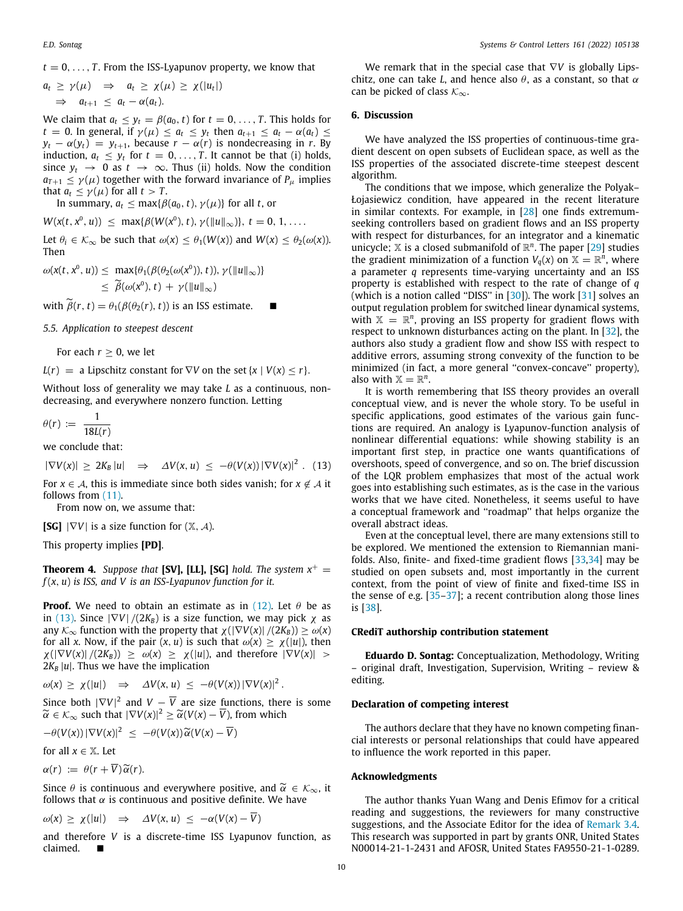$t = 0, \ldots, T$. From the ISS-Lyapunov property, we know that

$$a_t \geq \gamma(\mu) \quad \Rightarrow \quad a_t \geq \chi(\mu) \geq \chi(|u_t|)$$
$$\Rightarrow \quad a_{t+1} \leq a_t - \alpha(a_t).$$

We claim that $a_t \leq y_t = \beta(a_0, t)$ for $t = 0, \ldots, T$. This holds for $t = 0$. In general, if $\gamma(\mu) \leq a_t \leq y_t$ then $a_{t+1} \leq a_t - \alpha(a_t) \leq y_t - \alpha(y_t) = y_{t+1}$, because $r - \alpha(r)$ is nondecreasing in $r$. By induction, $a_t \leq y_t$ for $t = 0, \ldots, T$. It cannot be that (i) holds, since $y_t \to 0$ as $t \to \infty$. Thus (ii) holds. Now the condition $a_{T+1} \leq \gamma(\mu)$ together with the forward invariance of $P_\mu$ implies that $a_t \leq \gamma(\mu)$ for all $t > T$.

In summary, $a_t \leq \max\{\beta(a_0, t), \gamma(\mu)\}$ for all $t$, or

$$W(x(t, x^0, u)) \leq \max\{\beta(W(x^0), t), \gamma(\|u\|_\infty)\}, \; t = 0, 1, \ldots.$$

Let $\theta_i \in \mathcal{K}_\infty$ be such that $\omega(x) \leq \theta_1(W(x))$ and $W(x) \leq \theta_2(\omega(x))$. Then

$$\omega(x(t, x^0, u)) \leq \max\{\theta_1(\beta(\theta_2(\omega(x^0)), t)), \gamma(\|u\|_\infty)\}$$
$$\leq \widetilde{\beta}(\omega(x^0), t) + \gamma(\|u\|_\infty)$$

with $\widetilde{\beta}(r, t) = \theta_1(\beta(\theta_2(r), t))$ is an ISS estimate. ■

### 5.5. Application to steepest descent

For each $r \geq 0$, we let

$L(r)$ = a Lipschitz constant for $\nabla V$ on the set $\{x \mid V(x) \leq r\}$.

Without loss of generality we may take $L$ as a continuous, nondecreasing, and everywhere nonzero function. Letting

$$\theta(r) := \frac{1}{18L(r)}$$

we conclude that:

$$|\nabla V(x)| \geq 2K_B |u| \quad \Rightarrow \quad \Delta V(x, u) \leq -\theta(V(x)) |\nabla V(x)|^2 . \quad (13)$$

For $x \in \mathcal{A}$, this is immediate since both sides vanish; for $x \notin \mathcal{A}$ it follows from (11).

From now on, we assume that:

**[SG]** $|\nabla V|$ is a size function for $(\mathbb{X}, \mathcal{A})$.

This property implies **[PD]**.

**Theorem 4.** *Suppose that* **[SV], [LL], [SG]** *hold. The system $x^+ = f(x, u)$ is ISS, and $V$ is an ISS-Lyapunov function for it.*

**Proof.** We need to obtain an estimate as in (12). Let $\theta$ be as in (13). Since $|\nabla V| / (2K_B)$ is a size function, we may pick $\chi$ as any $\mathcal{K}_\infty$ function with the property that $\chi(|\nabla V(x)| / (2K_B)) \geq \omega(x)$ for all $x$. Now, if the pair $(x, u)$ is such that $\omega(x) \geq \chi(|u|)$, then $\chi(|\nabla V(x)| / (2K_B)) \geq \omega(x) \geq \chi(|u|)$, and therefore $|\nabla V(x)| > 2K_B |u|$. Thus we have the implication

$$\omega(x) \geq \chi(|u|) \quad \Rightarrow \quad \Delta V(x, u) \leq -\theta(V(x)) |\nabla V(x)|^2 .$$

Since both $|\nabla V|^2$ and $V - \overline{V}$ are size functions, there is some $\widetilde{\alpha} \in \mathcal{K}_\infty$ such that $|\nabla V(x)|^2 \geq \widetilde{\alpha}(V(x) - \overline{V})$, from which

$$-\theta(V(x)) |\nabla V(x)|^2 \leq -\theta(V(x)) \widetilde{\alpha}(V(x) - \overline{V})$$

for all $x \in \mathbb{X}$. Let

$$\alpha(r) := \theta(r + \overline{V}) \widetilde{\alpha}(r).$$

Since $\theta$ is continuous and everywhere positive, and $\widetilde{\alpha} \in \mathcal{K}_\infty$, it follows that $\alpha$ is continuous and positive definite. We have

$$\omega(x) \geq \chi(|u|) \quad \Rightarrow \quad \Delta V(x, u) \leq -\alpha(V(x) - \overline{V})$$

and therefore $V$ is a discrete-time ISS Lyapunov function, as claimed. ■

We remark that in the special case that $\nabla V$ is globally Lipschitz, one can take $L$, and hence also $\theta$, as a constant, so that $\alpha$ can be picked of class $\mathcal{K}_\infty$.

## 6. Discussion

We have analyzed the ISS properties of continuous-time gradient descent on open subsets of Euclidean space, as well as the ISS properties of the associated discrete-time steepest descent algorithm.

The conditions that we impose, which generalize the Polyak–Łojasiewicz condition, have appeared in the recent literature in similar contexts. For example, in [28] one finds extremum-seeking controllers based on gradient flows and an ISS property with respect for disturbances, for an integrator and a kinematic unicycle; $\mathbb{X}$ is a closed submanifold of $\mathbb{R}^n$. The paper [29] studies the gradient minimization of a function $V_q(x)$ on $\mathbb{X} = \mathbb{R}^n$, where a parameter $q$ represents time-varying uncertainty and an ISS property is established with respect to the rate of change of $q$ (which is a notion called "DISS" in [30]). The work [31] solves an output regulation problem for switched linear dynamical systems, with $\mathbb{X} = \mathbb{R}^n$, proving an ISS property for gradient flows with respect to unknown disturbances acting on the plant. In [32], the authors also study a gradient flow and show ISS with respect to additive errors, assuming strong convexity of the function to be minimized (in fact, a more general "convex-concave" property), also with $\mathbb{X} = \mathbb{R}^n$.

It is worth remembering that ISS theory provides an overall conceptual view, and is never the whole story. To be useful in specific applications, good estimates of the various gain functions are required. An analogy is Lyapunov-function analysis of nonlinear differential equations: while showing stability is an important first step, in practice one wants quantifications of overshoots, speed of convergence, and so on. The brief discussion of the LQR problem emphasizes that most of the actual work goes into establishing such estimates, as is the case in the various works that we have cited. Nonetheless, it seems useful to have a conceptual framework and "roadmap" that helps organize the overall abstract ideas.

Even at the conceptual level, there are many extensions still to be explored. We mentioned the extension to Riemannian manifolds. Also, finite- and fixed-time gradient flows [33,34] may be studied on open subsets and, most importantly in the current context, from the point of view of finite and fixed-time ISS in the sense of e.g. [35–37]; a recent contribution along those lines is [38].

## CRediT authorship contribution statement

**Eduardo D. Sontag:** Conceptualization, Methodology, Writing – original draft, Investigation, Supervision, Writing – review & editing.

## Declaration of competing interest

The authors declare that they have no known competing financial interests or personal relationships that could have appeared to influence the work reported in this paper.

## Acknowledgments

The author thanks Yuan Wang and Denis Efimov for a critical reading and suggestions, the reviewers for many constructive suggestions, and the Associate Editor for the idea of Remark 3.4. This research was supported in part by grants ONR, United States N00014-21-1-2431 and AFOSR, United States FA9550-21-1-0289.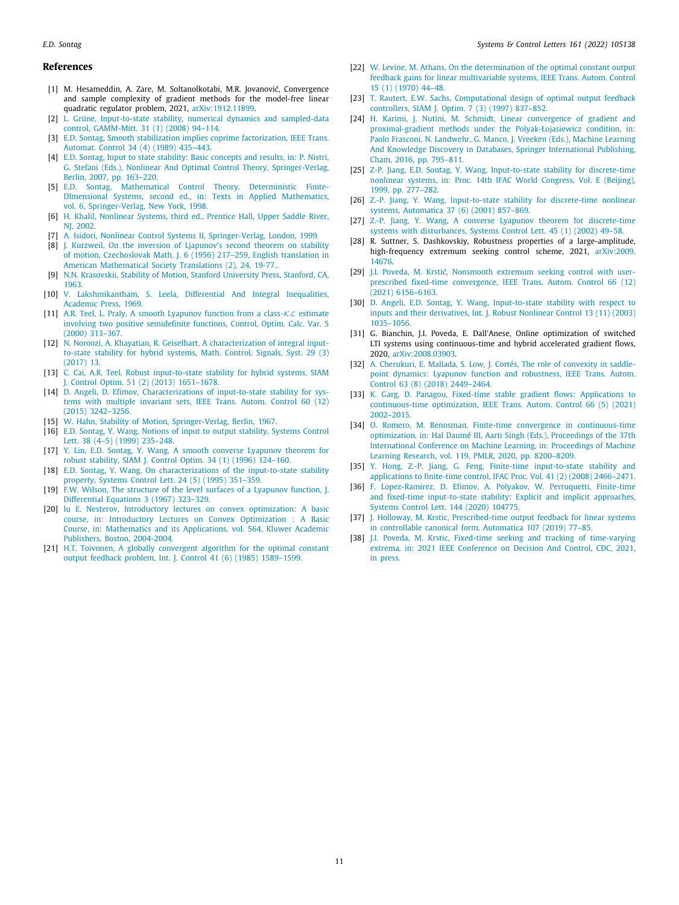## References

[1] M. Hesameddin, A. Zare, M. Soltanolkotabi, M.R. Jovanović, Convergence and sample complexity of gradient methods for the model-free linear quadratic regulator problem, 2021, arXiv:1912.11899.

[2] L. Grüne, Input-to-state stability, numerical dynamics and sampled-data control, GAMM-Mitt. 31 (1) (2008) 94–114.

[3] E.D. Sontag, Smooth stabilization implies coprime factorization, IEEE Trans. Automat. Control 34 (4) (1989) 435–443.

[4] E.D. Sontag, Input to state stability: Basic concepts and results, in: P. Nistri, G. Stefani (Eds.), Nonlinear And Optimal Control Theory, Springer-Verlag, Berlin, 2007, pp. 163–220.

[5] E.D. Sontag, Mathematical Control Theory. Deterministic Finite-DImensional Systems, second ed., in: Texts in Applied Mathematics, vol. 6, Springer-Verlag, New York, 1998.

[6] H. Khalil, Nonlinear Systems, third ed., Prentice Hall, Upper Saddle River, NJ, 2002.

[7] A. Isidori, Nonlinear Control Systems II, Springer-Verlag, London, 1999.

[8] J. Kurzweil, On the inversion of Ljapunov's second theorem on stability of motion, Czechoslovak Math. J. 6 (1956) 217–259, English translation in American Mathematical Society Translations (2), 24, 19-77..

[9] N.N. Krasovskii, Stability of Motion, Stanford University Press, Stanford, CA, 1963.

[10] V. Lakshmikantham, S. Leela, Differential And Integral Inequalities, Academic Press, 1969.

[11] A.R. Teel, L. Praly, A smooth Lyapunov function from a class-$\mathcal{KL}$ estimate involving two positive semidefinite functions, Control, Optim. Calc. Var. 5 (2000) 313–367.

[12] N. Noroozi, A. Khayatian, R. Geiselhart, A characterization of integral input-to-state stability for hybrid systems, Math. Control, Signals, Syst. 29 (3) (2017) 13.

[13] C. Cai, A.R. Teel, Robust input-to-state stability for hybrid systems, SIAM J. Control Optim. 51 (2) (2013) 1651–1678.

[14] D. Angeli, D. Efimov, Characterizations of input-to-state stability for systems with multiple invariant sets, IEEE Trans. Autom. Control 60 (12) (2015) 3242–3256.

[15] W. Hahn, Stability of Motion, Springer-Verlag, Berlin, 1967.

[16] E.D. Sontag, Y. Wang, Notions of input to output stability, Systems Control Lett. 38 (4–5) (1999) 235–248.

[17] Y. Lin, E.D. Sontag, Y. Wang, A smooth converse Lyapunov theorem for robust stability, SIAM J. Control Optim. 34 (1) (1996) 124–160.

[18] E.D. Sontag, Y. Wang, On characterizations of the input-to-state stability property, Systems Control Lett. 24 (5) (1995) 351–359.

[19] F.W. Wilson, The structure of the level surfaces of a Lyapunov function, J. Differential Equations 3 (1967) 323–329.

[20] Iu E. Nesterov, Introductory lectures on convex optimization: A basic course, in: Introductory Lectures on Convex Optimization : A Basic Course, in: Mathematics and its Applications, vol. 564, Kluwer Academic Publishers, Boston, 2004-2004.

[21] H.T. Toivonen, A globally convergent algorithm for the optimal constant output feedback problem, Int. J. Control 41 (6) (1985) 1589–1599.

[22] W. Levine, M. Athans, On the determination of the optimal constant output feedback gains for linear multivariable systems, IEEE Trans. Autom. Control 15 (1) (1970) 44–48.

[23] T. Rautert, E.W. Sachs, Computational design of optimal output feedback controllers, SIAM J. Optim. 7 (3) (1997) 837–852.

[24] H. Karimi, J. Nutini, M. Schmidt, Linear convergence of gradient and proximal-gradient methods under the Polyak-Łojasiewicz condition, in: Paolo Frasconi, N. Landwehr, G. Manco, J. Vreeken (Eds.), Machine Learning And Knowledge Discovery in Databases, Springer International Publishing, Cham, 2016, pp. 795–811.

[25] Z-P. Jiang, E.D. Sontag, Y. Wang, Input-to-state stability for discrete-time nonlinear systems, in: Proc. 14th IFAC World Congress, Vol. E (Beijing), 1999, pp. 277–282.

[26] Z.-P. Jiang, Y. Wang, Input-to-state stability for discrete-time nonlinear systems, Automatica 37 (6) (2001) 857–869.

[27] Z.-P. Jiang, Y. Wang, A converse Lyapunov theorem for discrete-time systems with disturbances, Systems Control Lett. 45 (1) (2002) 49–58.

[28] R. Suttner, S. Dashkovskiy, Robustness properties of a large-amplitude, high-frequency extremum seeking control scheme, 2021, arXiv:2009.14676.

[29] J.I. Poveda, M. Krstić, Nonsmooth extremum seeking control with user-prescribed fixed-time convergence, IEEE Trans. Autom. Control 66 (12) (2021) 6156–6163.

[30] D. Angeli, E.D. Sontag, Y. Wang, Input-to-state stability with respect to inputs and their derivatives, Int. J. Robust Nonlinear Control 13 (11) (2003) 1035–1056.

[31] G. Bianchin, J.I. Poveda, E. Dall'Anese, Online optimization of switched LTI systems using continuous-time and hybrid accelerated gradient flows, 2020, arXiv:2008.03903.

[32] A. Cherukuri, E. Mallada, S. Low, J. Cortés, The role of convexity in saddle-point dynamics: Lyapunov function and robustness, IEEE Trans. Autom. Control 63 (8) (2018) 2449–2464.

[33] K. Garg, D. Panagou, Fixed-time stable gradient flows: Applications to continuous-time optimization, IEEE Trans. Autom. Control 66 (5) (2021) 2002–2015.

[34] O. Romero, M. Benosman, Finite-time convergence in continuous-time optimization, in: Hal Daumé III, Aarti Singh (Eds.), Proceedings of the 37th International Conference on Machine Learning, in: Proceedings of Machine Learning Research, vol. 119, PMLR, 2020, pp. 8200–8209.

[35] Y. Hong, Z.-P. Jiang, G. Feng, Finite-time input-to-state stability and applications to finite-time control, IFAC Proc. Vol. 41 (2) (2008) 2466–2471.

[36] F. Lopez-Ramirez, D. Efimov, A. Polyakov, W. Perruquetti, Finite-time and fixed-time input-to-state stability: Explicit and implicit approaches, Systems Control Lett. 144 (2020) 104775.

[37] J. Holloway, M. Krstic, Prescribed-time output feedback for linear systems in controllable canonical form, Automatica 107 (2019) 77–85.

[38] J.I. Poveda, M. Krstic, Fixed-time seeking and tracking of time-varying extrema, in: 2021 IEEE Conference on Decision And Control, CDC, 2021, in press.